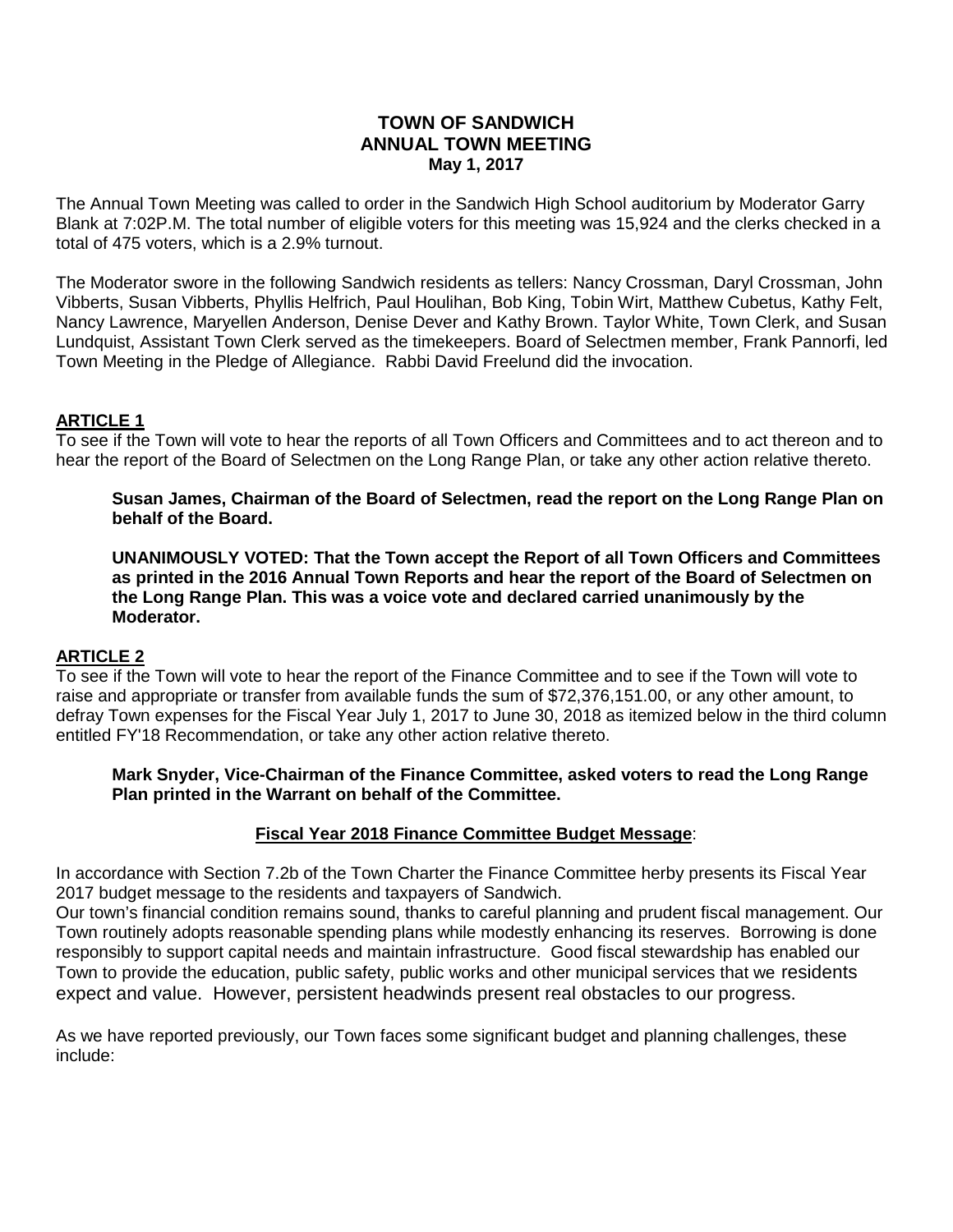# TOWN OF SANDWICH
## ANNUAL TOWN MEETING
**May 1, 2017**

The Annual Town Meeting was called to order in the Sandwich High School auditorium by Moderator Garry Blank at 7:02P.M. The total number of eligible voters for this meeting was 15,924 and the clerks checked in a total of 475 voters, which is a 2.9% turnout.

The Moderator swore in the following Sandwich residents as tellers: Nancy Crossman, Daryl Crossman, John Vibberts, Susan Vibberts, Phyllis Helfrich, Paul Houlihan, Bob King, Tobin Wirt, Matthew Cubetus, Kathy Felt, Nancy Lawrence, Maryellen Anderson, Denise Dever and Kathy Brown. Taylor White, Town Clerk, and Susan Lundquist, Assistant Town Clerk served as the timekeepers. Board of Selectmen member, Frank Pannorfi, led Town Meeting in the Pledge of Allegiance. Rabbi David Freelund did the invocation.

### ARTICLE 1

To see if the Town will vote to hear the reports of all Town Officers and Committees and to act thereon and to hear the report of the Board of Selectmen on the Long Range Plan, or take any other action relative thereto.

> **Susan James, Chairman of the Board of Selectmen, read the report on the Long Range Plan on behalf of the Board.**
>
> **UNANIMOUSLY VOTED: That the Town accept the Report of all Town Officers and Committees as printed in the 2016 Annual Town Reports and hear the report of the Board of Selectmen on the Long Range Plan. This was a voice vote and declared carried unanimously by the Moderator.**

### ARTICLE 2

To see if the Town will vote to hear the report of the Finance Committee and to see if the Town will vote to raise and appropriate or transfer from available funds the sum of $72,376,151.00, or any other amount, to defray Town expenses for the Fiscal Year July 1, 2017 to June 30, 2018 as itemized below in the third column entitled FY'18 Recommendation, or take any other action relative thereto.

> **Mark Snyder, Vice-Chairman of the Finance Committee, asked voters to read the Long Range Plan printed in the Warrant on behalf of the Committee.**

**Fiscal Year 2018 Finance Committee Budget Message**:

In accordance with Section 7.2b of the Town Charter the Finance Committee herby presents its Fiscal Year 2017 budget message to the residents and taxpayers of Sandwich.

Our town's financial condition remains sound, thanks to careful planning and prudent fiscal management. Our Town routinely adopts reasonable spending plans while modestly enhancing its reserves. Borrowing is done responsibly to support capital needs and maintain infrastructure. Good fiscal stewardship has enabled our Town to provide the education, public safety, public works and other municipal services that we residents expect and value. However, persistent headwinds present real obstacles to our progress.

As we have reported previously, our Town faces some significant budget and planning challenges, these include: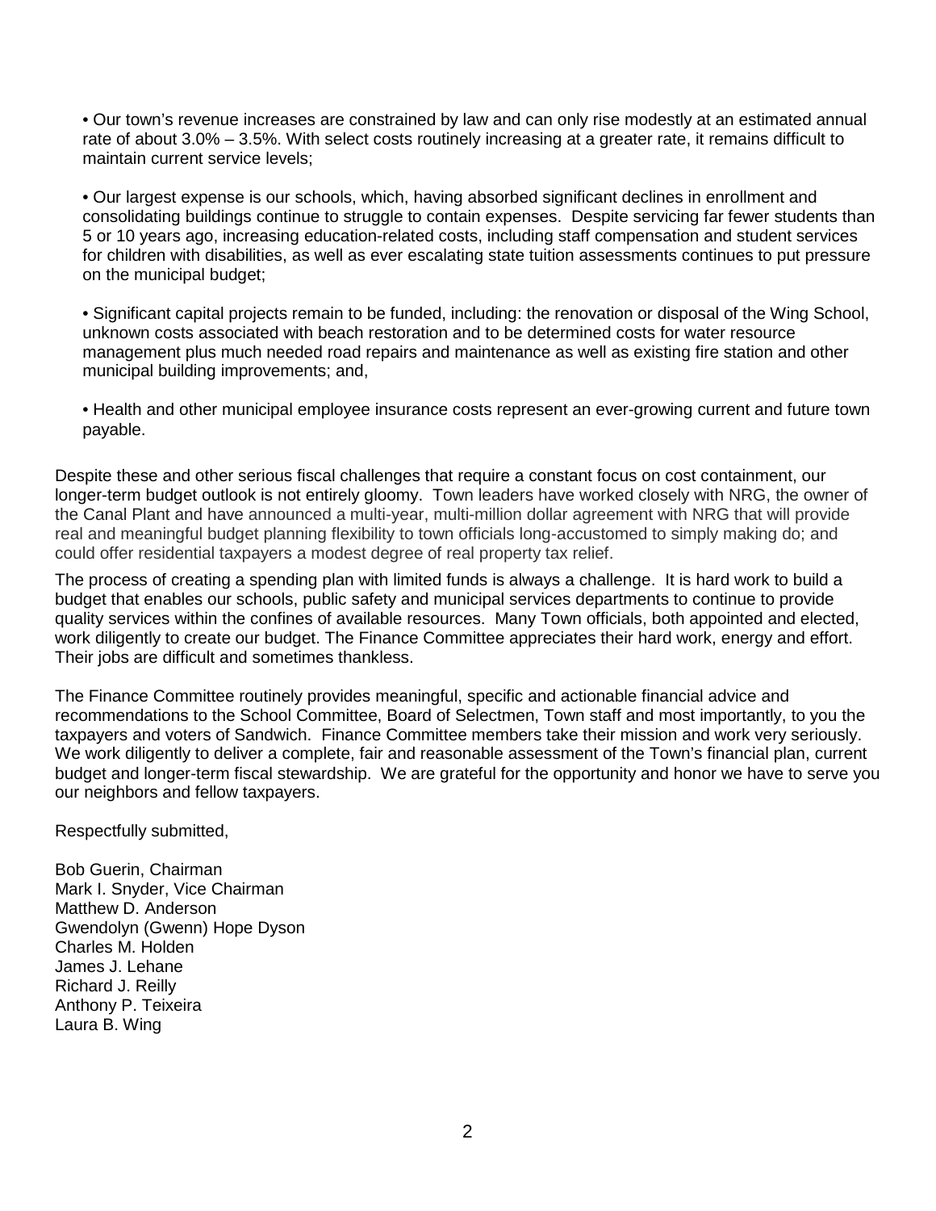- Our town's revenue increases are constrained by law and can only rise modestly at an estimated annual rate of about 3.0% – 3.5%. With select costs routinely increasing at a greater rate, it remains difficult to maintain current service levels;

- Our largest expense is our schools, which, having absorbed significant declines in enrollment and consolidating buildings continue to struggle to contain expenses. Despite servicing far fewer students than 5 or 10 years ago, increasing education-related costs, including staff compensation and student services for children with disabilities, as well as ever escalating state tuition assessments continues to put pressure on the municipal budget;

- Significant capital projects remain to be funded, including: the renovation or disposal of the Wing School, unknown costs associated with beach restoration and to be determined costs for water resource management plus much needed road repairs and maintenance as well as existing fire station and other municipal building improvements; and,

- Health and other municipal employee insurance costs represent an ever-growing current and future town payable.

Despite these and other serious fiscal challenges that require a constant focus on cost containment, our longer-term budget outlook is not entirely gloomy. Town leaders have worked closely with NRG, the owner of the Canal Plant and have announced a multi-year, multi-million dollar agreement with NRG that will provide real and meaningful budget planning flexibility to town officials long-accustomed to simply making do; and could offer residential taxpayers a modest degree of real property tax relief.

The process of creating a spending plan with limited funds is always a challenge. It is hard work to build a budget that enables our schools, public safety and municipal services departments to continue to provide quality services within the confines of available resources. Many Town officials, both appointed and elected, work diligently to create our budget. The Finance Committee appreciates their hard work, energy and effort. Their jobs are difficult and sometimes thankless.

The Finance Committee routinely provides meaningful, specific and actionable financial advice and recommendations to the School Committee, Board of Selectmen, Town staff and most importantly, to you the taxpayers and voters of Sandwich. Finance Committee members take their mission and work very seriously. We work diligently to deliver a complete, fair and reasonable assessment of the Town's financial plan, current budget and longer-term fiscal stewardship. We are grateful for the opportunity and honor we have to serve you our neighbors and fellow taxpayers.

Respectfully submitted,

Bob Guerin, Chairman
Mark I. Snyder, Vice Chairman
Matthew D. Anderson
Gwendolyn (Gwenn) Hope Dyson
Charles M. Holden
James J. Lehane
Richard J. Reilly
Anthony P. Teixeira
Laura B. Wing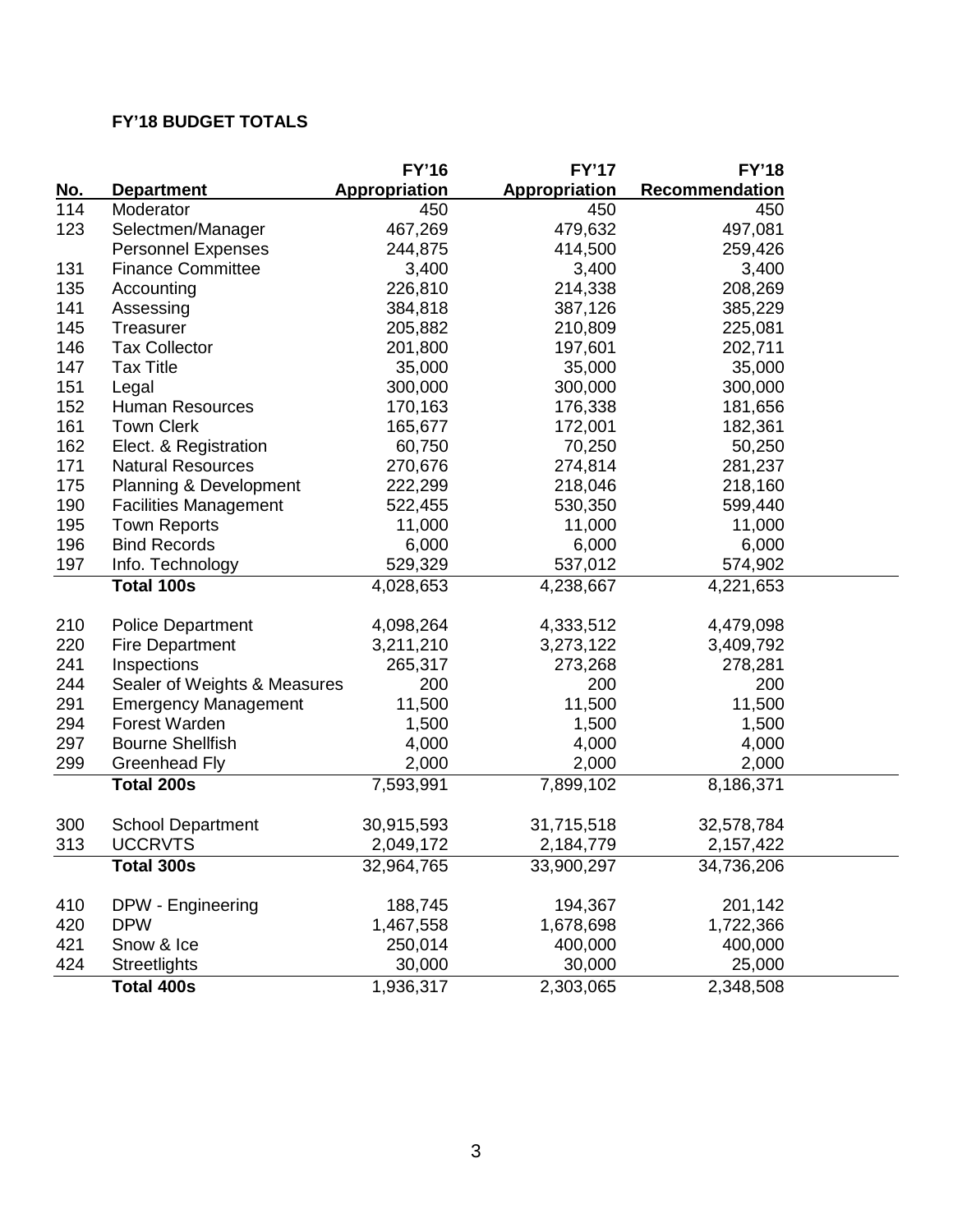**FY'18 BUDGET TOTALS**

| No. | Department | FY'16 Appropriation | FY'17 Appropriation | FY'18 Recommendation |
|---|---|---|---|---|
| 114 | Moderator | 450 | 450 | 450 |
| 123 | Selectmen/Manager | 467,269 | 479,632 | 497,081 |
| | Personnel Expenses | 244,875 | 414,500 | 259,426 |
| 131 | Finance Committee | 3,400 | 3,400 | 3,400 |
| 135 | Accounting | 226,810 | 214,338 | 208,269 |
| 141 | Assessing | 384,818 | 387,126 | 385,229 |
| 145 | Treasurer | 205,882 | 210,809 | 225,081 |
| 146 | Tax Collector | 201,800 | 197,601 | 202,711 |
| 147 | Tax Title | 35,000 | 35,000 | 35,000 |
| 151 | Legal | 300,000 | 300,000 | 300,000 |
| 152 | Human Resources | 170,163 | 176,338 | 181,656 |
| 161 | Town Clerk | 165,677 | 172,001 | 182,361 |
| 162 | Elect. & Registration | 60,750 | 70,250 | 50,250 |
| 171 | Natural Resources | 270,676 | 274,814 | 281,237 |
| 175 | Planning & Development | 222,299 | 218,046 | 218,160 |
| 190 | Facilities Management | 522,455 | 530,350 | 599,440 |
| 195 | Town Reports | 11,000 | 11,000 | 11,000 |
| 196 | Bind Records | 6,000 | 6,000 | 6,000 |
| 197 | Info. Technology | 529,329 | 537,012 | 574,902 |
| | **Total 100s** | 4,028,653 | 4,238,667 | 4,221,653 |
| 210 | Police Department | 4,098,264 | 4,333,512 | 4,479,098 |
| 220 | Fire Department | 3,211,210 | 3,273,122 | 3,409,792 |
| 241 | Inspections | 265,317 | 273,268 | 278,281 |
| 244 | Sealer of Weights & Measures | 200 | 200 | 200 |
| 291 | Emergency Management | 11,500 | 11,500 | 11,500 |
| 294 | Forest Warden | 1,500 | 1,500 | 1,500 |
| 297 | Bourne Shellfish | 4,000 | 4,000 | 4,000 |
| 299 | Greenhead Fly | 2,000 | 2,000 | 2,000 |
| | **Total 200s** | 7,593,991 | 7,899,102 | 8,186,371 |
| 300 | School Department | 30,915,593 | 31,715,518 | 32,578,784 |
| 313 | UCCRVTS | 2,049,172 | 2,184,779 | 2,157,422 |
| | **Total 300s** | 32,964,765 | 33,900,297 | 34,736,206 |
| 410 | DPW - Engineering | 188,745 | 194,367 | 201,142 |
| 420 | DPW | 1,467,558 | 1,678,698 | 1,722,366 |
| 421 | Snow & Ice | 250,014 | 400,000 | 400,000 |
| 424 | Streetlights | 30,000 | 30,000 | 25,000 |
| | **Total 400s** | 1,936,317 | 2,303,065 | 2,348,508 |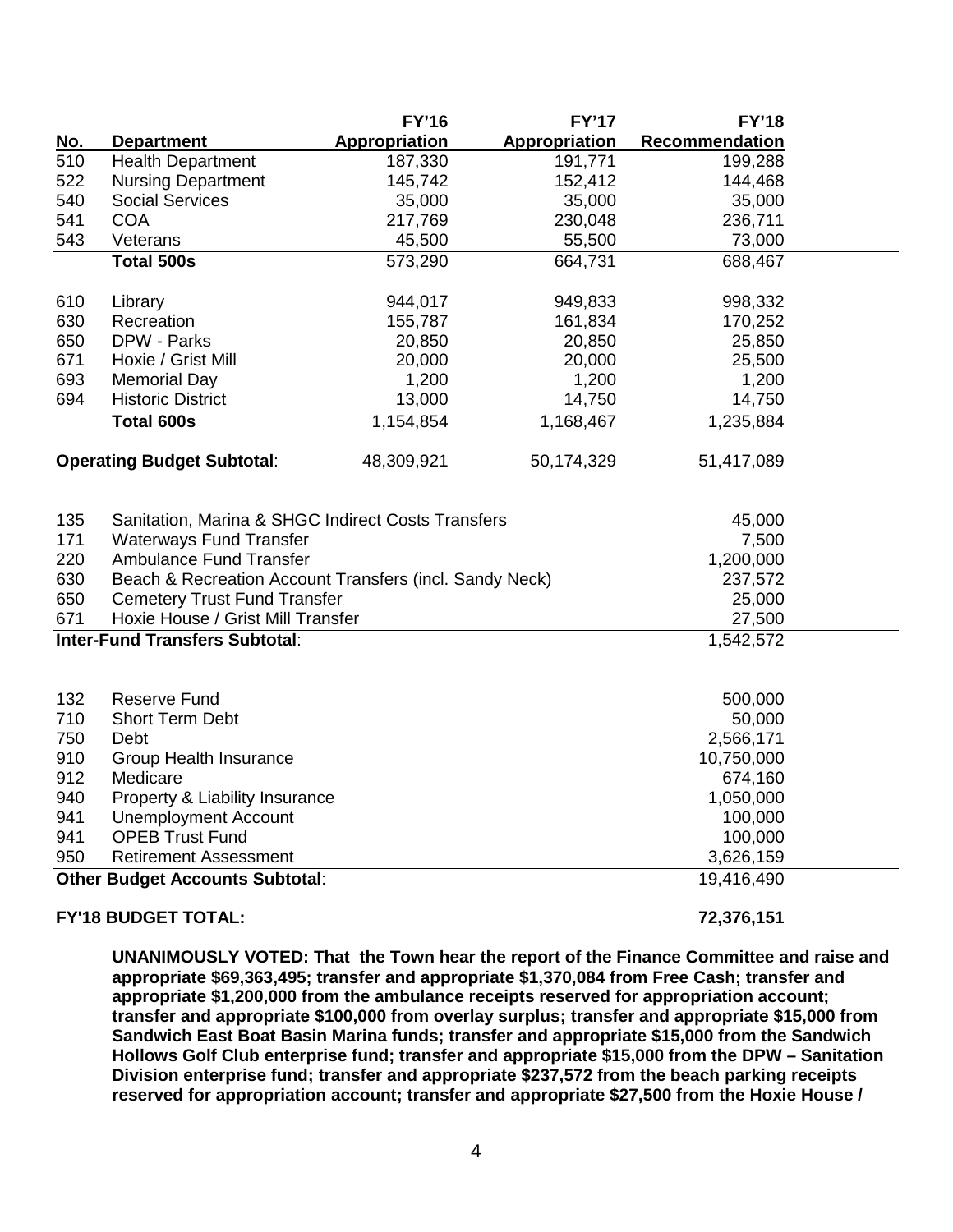| No. | Department | FY'16 Appropriation | FY'17 Appropriation | FY'18 Recommendation |
|---|---|---|---|---|
| 510 | Health Department | 187,330 | 191,771 | 199,288 |
| 522 | Nursing Department | 145,742 | 152,412 | 144,468 |
| 540 | Social Services | 35,000 | 35,000 | 35,000 |
| 541 | COA | 217,769 | 230,048 | 236,711 |
| 543 | Veterans | 45,500 | 55,500 | 73,000 |
| | **Total 500s** | 573,290 | 664,731 | 688,467 |
| 610 | Library | 944,017 | 949,833 | 998,332 |
| 630 | Recreation | 155,787 | 161,834 | 170,252 |
| 650 | DPW - Parks | 20,850 | 20,850 | 25,850 |
| 671 | Hoxie / Grist Mill | 20,000 | 20,000 | 25,500 |
| 693 | Memorial Day | 1,200 | 1,200 | 1,200 |
| 694 | Historic District | 13,000 | 14,750 | 14,750 |
| | **Total 600s** | 1,154,854 | 1,168,467 | 1,235,884 |
| | **Operating Budget Subtotal**: | 48,309,921 | 50,174,329 | 51,417,089 |

| | | |
|---|---|---|
| 135 | Sanitation, Marina & SHGC Indirect Costs Transfers | 45,000 |
| 171 | Waterways Fund Transfer | 7,500 |
| 220 | Ambulance Fund Transfer | 1,200,000 |
| 630 | Beach & Recreation Account Transfers (incl. Sandy Neck) | 237,572 |
| 650 | Cemetery Trust Fund Transfer | 25,000 |
| 671 | Hoxie House / Grist Mill Transfer | 27,500 |
| | **Inter-Fund Transfers Subtotal**: | 1,542,572 |

| | | |
|---|---|---|
| 132 | Reserve Fund | 500,000 |
| 710 | Short Term Debt | 50,000 |
| 750 | Debt | 2,566,171 |
| 910 | Group Health Insurance | 10,750,000 |
| 912 | Medicare | 674,160 |
| 940 | Property & Liability Insurance | 1,050,000 |
| 941 | Unemployment Account | 100,000 |
| 941 | OPEB Trust Fund | 100,000 |
| 950 | Retirement Assessment | 3,626,159 |
| | **Other Budget Accounts Subtotal**: | 19,416,490 |

**FY'18 BUDGET TOTAL: 72,376,151**

**UNANIMOUSLY VOTED: That the Town hear the report of the Finance Committee and raise and appropriate $69,363,495; transfer and appropriate $1,370,084 from Free Cash; transfer and appropriate $1,200,000 from the ambulance receipts reserved for appropriation account; transfer and appropriate $100,000 from overlay surplus; transfer and appropriate $15,000 from Sandwich East Boat Basin Marina funds; transfer and appropriate $15,000 from the Sandwich Hollows Golf Club enterprise fund; transfer and appropriate $15,000 from the DPW – Sanitation Division enterprise fund; transfer and appropriate $237,572 from the beach parking receipts reserved for appropriation account; transfer and appropriate $27,500 from the Hoxie House /**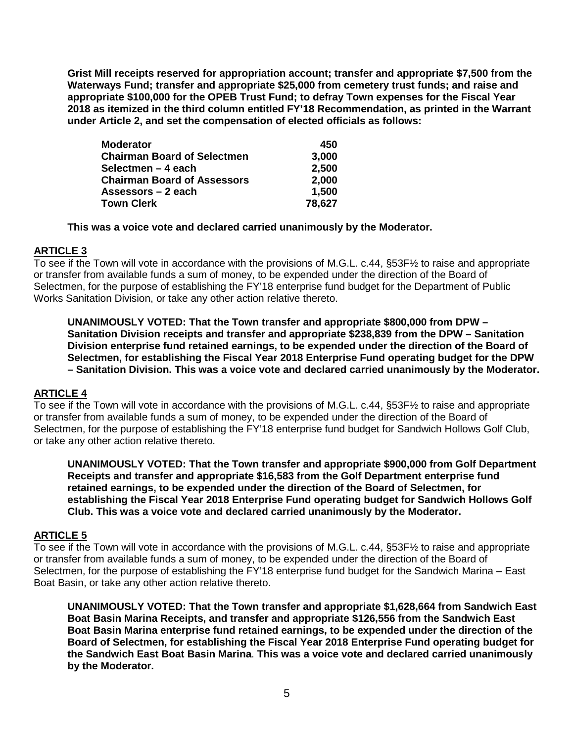**Grist Mill receipts reserved for appropriation account; transfer and appropriate $7,500 from the Waterways Fund; transfer and appropriate $25,000 from cemetery trust funds; and raise and appropriate $100,000 for the OPEB Trust Fund; to defray Town expenses for the Fiscal Year 2018 as itemized in the third column entitled FY'18 Recommendation, as printed in the Warrant under Article 2, and set the compensation of elected officials as follows:**

| | |
|---|---|
| **Moderator** | **450** |
| **Chairman Board of Selectmen** | **3,000** |
| **Selectmen – 4 each** | **2,500** |
| **Chairman Board of Assessors** | **2,000** |
| **Assessors – 2 each** | **1,500** |
| **Town Clerk** | **78,627** |

**This was a voice vote and declared carried unanimously by the Moderator.**

## ARTICLE 3

To see if the Town will vote in accordance with the provisions of M.G.L. c.44, §53F½ to raise and appropriate or transfer from available funds a sum of money, to be expended under the direction of the Board of Selectmen, for the purpose of establishing the FY'18 enterprise fund budget for the Department of Public Works Sanitation Division, or take any other action relative thereto.

**UNANIMOUSLY VOTED: That the Town transfer and appropriate $800,000 from DPW – Sanitation Division receipts and transfer and appropriate $238,839 from the DPW – Sanitation Division enterprise fund retained earnings, to be expended under the direction of the Board of Selectmen, for establishing the Fiscal Year 2018 Enterprise Fund operating budget for the DPW – Sanitation Division. This was a voice vote and declared carried unanimously by the Moderator.**

## ARTICLE 4

To see if the Town will vote in accordance with the provisions of M.G.L. c.44, §53F½ to raise and appropriate or transfer from available funds a sum of money, to be expended under the direction of the Board of Selectmen, for the purpose of establishing the FY'18 enterprise fund budget for Sandwich Hollows Golf Club, or take any other action relative thereto.

**UNANIMOUSLY VOTED: That the Town transfer and appropriate $900,000 from Golf Department Receipts and transfer and appropriate $16,583 from the Golf Department enterprise fund retained earnings, to be expended under the direction of the Board of Selectmen, for establishing the Fiscal Year 2018 Enterprise Fund operating budget for Sandwich Hollows Golf Club. This was a voice vote and declared carried unanimously by the Moderator.**

## ARTICLE 5

To see if the Town will vote in accordance with the provisions of M.G.L. c.44, §53F½ to raise and appropriate or transfer from available funds a sum of money, to be expended under the direction of the Board of Selectmen, for the purpose of establishing the FY'18 enterprise fund budget for the Sandwich Marina – East Boat Basin, or take any other action relative thereto.

**UNANIMOUSLY VOTED: That the Town transfer and appropriate $1,628,664 from Sandwich East Boat Basin Marina Receipts, and transfer and appropriate $126,556 from the Sandwich East Boat Basin Marina enterprise fund retained earnings, to be expended under the direction of the Board of Selectmen, for establishing the Fiscal Year 2018 Enterprise Fund operating budget for the Sandwich East Boat Basin Marina. This was a voice vote and declared carried unanimously by the Moderator.**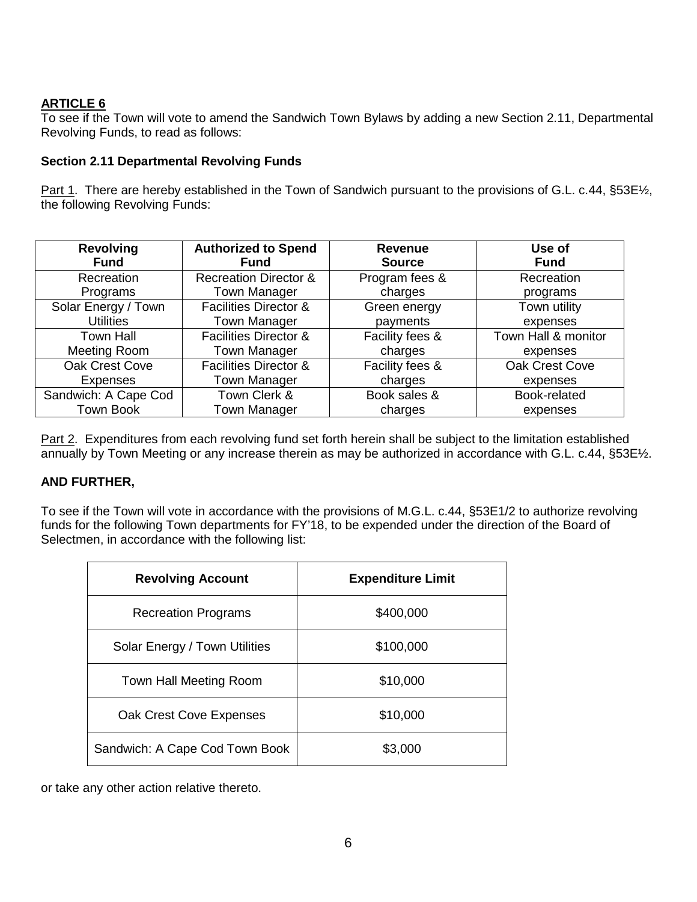**ARTICLE 6**

To see if the Town will vote to amend the Sandwich Town Bylaws by adding a new Section 2.11, Departmental Revolving Funds, to read as follows:

**Section 2.11 Departmental Revolving Funds**

Part 1. There are hereby established in the Town of Sandwich pursuant to the provisions of G.L. c.44, §53E½, the following Revolving Funds:

| Revolving Fund | Authorized to Spend Fund | Revenue Source | Use of Fund |
|---|---|---|---|
| Recreation Programs | Recreation Director & Town Manager | Program fees & charges | Recreation programs |
| Solar Energy / Town Utilities | Facilities Director & Town Manager | Green energy payments | Town utility expenses |
| Town Hall Meeting Room | Facilities Director & Town Manager | Facility fees & charges | Town Hall & monitor expenses |
| Oak Crest Cove Expenses | Facilities Director & Town Manager | Facility fees & charges | Oak Crest Cove expenses |
| Sandwich: A Cape Cod Town Book | Town Clerk & Town Manager | Book sales & charges | Book-related expenses |

Part 2. Expenditures from each revolving fund set forth herein shall be subject to the limitation established annually by Town Meeting or any increase therein as may be authorized in accordance with G.L. c.44, §53E½.

**AND FURTHER,**

To see if the Town will vote in accordance with the provisions of M.G.L. c.44, §53E1/2 to authorize revolving funds for the following Town departments for FY'18, to be expended under the direction of the Board of Selectmen, in accordance with the following list:

| Revolving Account | Expenditure Limit |
|---|---|
| Recreation Programs | $400,000 |
| Solar Energy / Town Utilities | $100,000 |
| Town Hall Meeting Room | $10,000 |
| Oak Crest Cove Expenses | $10,000 |
| Sandwich: A Cape Cod Town Book | $3,000 |

or take any other action relative thereto.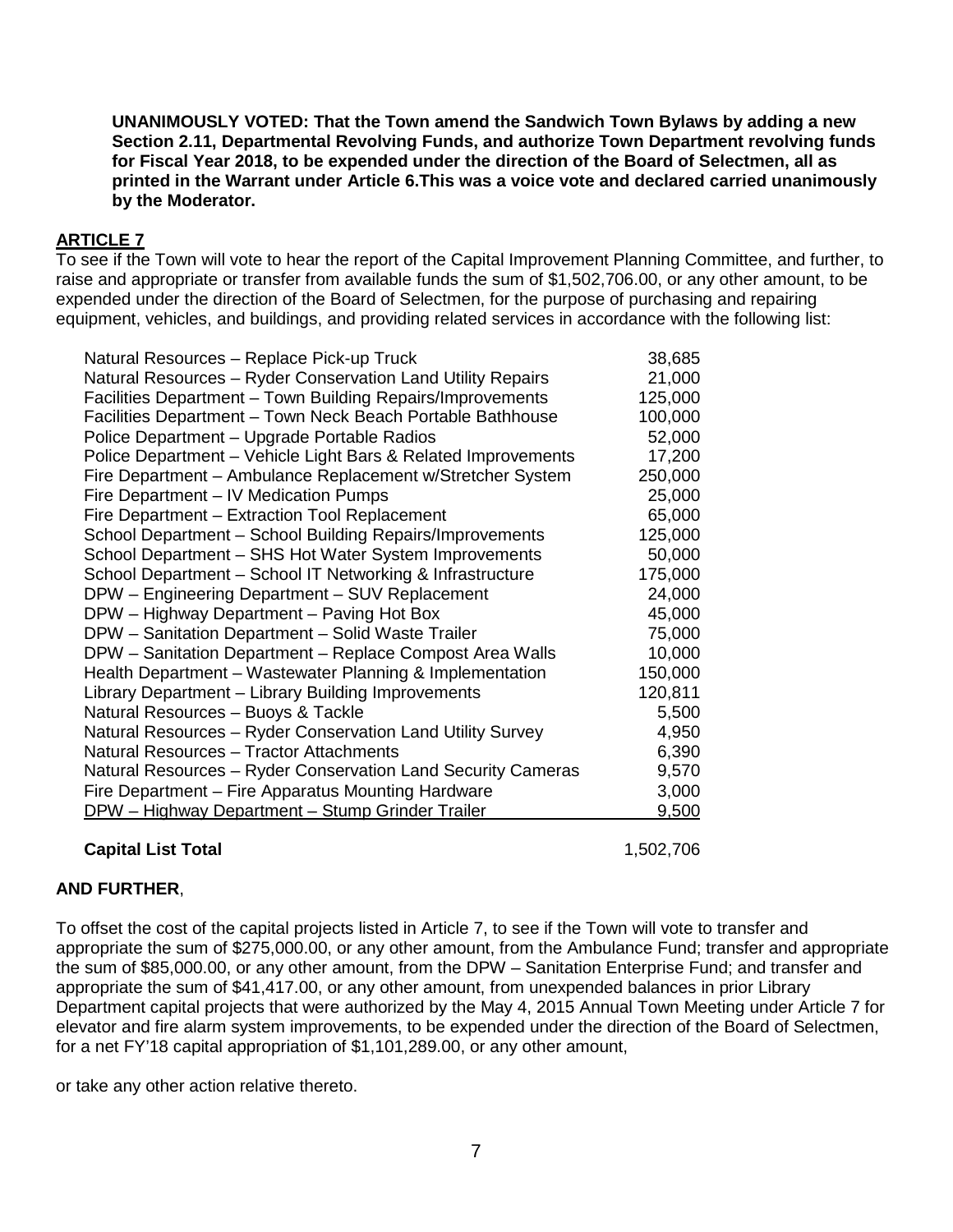**UNANIMOUSLY VOTED: That the Town amend the Sandwich Town Bylaws by adding a new Section 2.11, Departmental Revolving Funds, and authorize Town Department revolving funds for Fiscal Year 2018, to be expended under the direction of the Board of Selectmen, all as printed in the Warrant under Article 6.This was a voice vote and declared carried unanimously by the Moderator.**

## ARTICLE 7

To see if the Town will vote to hear the report of the Capital Improvement Planning Committee, and further, to raise and appropriate or transfer from available funds the sum of $1,502,706.00, or any other amount, to be expended under the direction of the Board of Selectmen, for the purpose of purchasing and repairing equipment, vehicles, and buildings, and providing related services in accordance with the following list:

| | |
|---|---|
| Natural Resources – Replace Pick-up Truck | 38,685 |
| Natural Resources – Ryder Conservation Land Utility Repairs | 21,000 |
| Facilities Department – Town Building Repairs/Improvements | 125,000 |
| Facilities Department – Town Neck Beach Portable Bathhouse | 100,000 |
| Police Department – Upgrade Portable Radios | 52,000 |
| Police Department – Vehicle Light Bars & Related Improvements | 17,200 |
| Fire Department – Ambulance Replacement w/Stretcher System | 250,000 |
| Fire Department – IV Medication Pumps | 25,000 |
| Fire Department – Extraction Tool Replacement | 65,000 |
| School Department – School Building Repairs/Improvements | 125,000 |
| School Department – SHS Hot Water System Improvements | 50,000 |
| School Department – School IT Networking & Infrastructure | 175,000 |
| DPW – Engineering Department – SUV Replacement | 24,000 |
| DPW – Highway Department – Paving Hot Box | 45,000 |
| DPW – Sanitation Department – Solid Waste Trailer | 75,000 |
| DPW – Sanitation Department – Replace Compost Area Walls | 10,000 |
| Health Department – Wastewater Planning & Implementation | 150,000 |
| Library Department – Library Building Improvements | 120,811 |
| Natural Resources – Buoys & Tackle | 5,500 |
| Natural Resources – Ryder Conservation Land Utility Survey | 4,950 |
| Natural Resources – Tractor Attachments | 6,390 |
| Natural Resources – Ryder Conservation Land Security Cameras | 9,570 |
| Fire Department – Fire Apparatus Mounting Hardware | 3,000 |
| DPW – Highway Department – Stump Grinder Trailer | 9,500 |
| **Capital List Total** | 1,502,706 |

**AND FURTHER**,

To offset the cost of the capital projects listed in Article 7, to see if the Town will vote to transfer and appropriate the sum of $275,000.00, or any other amount, from the Ambulance Fund; transfer and appropriate the sum of $85,000.00, or any other amount, from the DPW – Sanitation Enterprise Fund; and transfer and appropriate the sum of $41,417.00, or any other amount, from unexpended balances in prior Library Department capital projects that were authorized by the May 4, 2015 Annual Town Meeting under Article 7 for elevator and fire alarm system improvements, to be expended under the direction of the Board of Selectmen, for a net FY'18 capital appropriation of $1,101,289.00, or any other amount,

or take any other action relative thereto.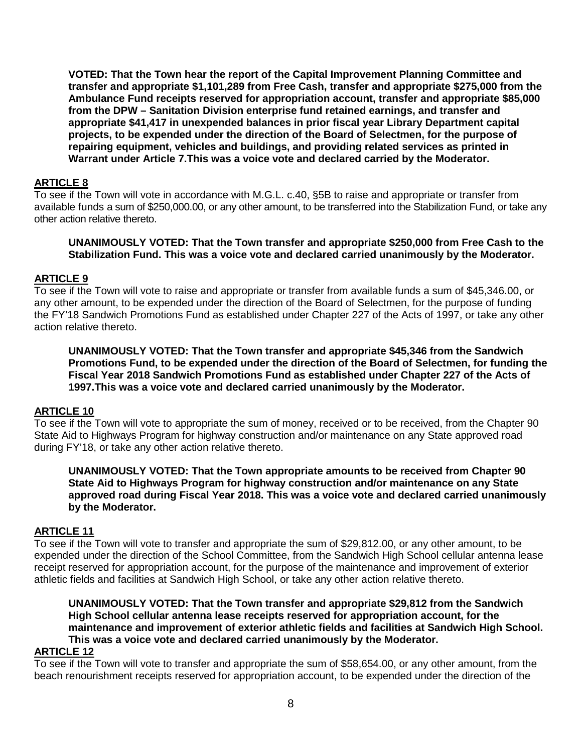**VOTED: That the Town hear the report of the Capital Improvement Planning Committee and transfer and appropriate $1,101,289 from Free Cash, transfer and appropriate $275,000 from the Ambulance Fund receipts reserved for appropriation account, transfer and appropriate $85,000 from the DPW – Sanitation Division enterprise fund retained earnings, and transfer and appropriate $41,417 in unexpended balances in prior fiscal year Library Department capital projects, to be expended under the direction of the Board of Selectmen, for the purpose of repairing equipment, vehicles and buildings, and providing related services as printed in Warrant under Article 7.This was a voice vote and declared carried by the Moderator.**

**ARTICLE 8**

To see if the Town will vote in accordance with M.G.L. c.40, §5B to raise and appropriate or transfer from available funds a sum of $250,000.00, or any other amount, to be transferred into the Stabilization Fund, or take any other action relative thereto.

**UNANIMOUSLY VOTED: That the Town transfer and appropriate $250,000 from Free Cash to the Stabilization Fund. This was a voice vote and declared carried unanimously by the Moderator.**

**ARTICLE 9**

To see if the Town will vote to raise and appropriate or transfer from available funds a sum of $45,346.00, or any other amount, to be expended under the direction of the Board of Selectmen, for the purpose of funding the FY'18 Sandwich Promotions Fund as established under Chapter 227 of the Acts of 1997, or take any other action relative thereto.

**UNANIMOUSLY VOTED: That the Town transfer and appropriate $45,346 from the Sandwich Promotions Fund, to be expended under the direction of the Board of Selectmen, for funding the Fiscal Year 2018 Sandwich Promotions Fund as established under Chapter 227 of the Acts of 1997.This was a voice vote and declared carried unanimously by the Moderator.**

**ARTICLE 10**

To see if the Town will vote to appropriate the sum of money, received or to be received, from the Chapter 90 State Aid to Highways Program for highway construction and/or maintenance on any State approved road during FY'18, or take any other action relative thereto.

**UNANIMOUSLY VOTED: That the Town appropriate amounts to be received from Chapter 90 State Aid to Highways Program for highway construction and/or maintenance on any State approved road during Fiscal Year 2018. This was a voice vote and declared carried unanimously by the Moderator.**

**ARTICLE 11**

To see if the Town will vote to transfer and appropriate the sum of $29,812.00, or any other amount, to be expended under the direction of the School Committee, from the Sandwich High School cellular antenna lease receipt reserved for appropriation account, for the purpose of the maintenance and improvement of exterior athletic fields and facilities at Sandwich High School, or take any other action relative thereto.

**UNANIMOUSLY VOTED: That the Town transfer and appropriate $29,812 from the Sandwich High School cellular antenna lease receipts reserved for appropriation account, for the maintenance and improvement of exterior athletic fields and facilities at Sandwich High School. This was a voice vote and declared carried unanimously by the Moderator.**

**ARTICLE 12**

To see if the Town will vote to transfer and appropriate the sum of $58,654.00, or any other amount, from the beach renourishment receipts reserved for appropriation account, to be expended under the direction of the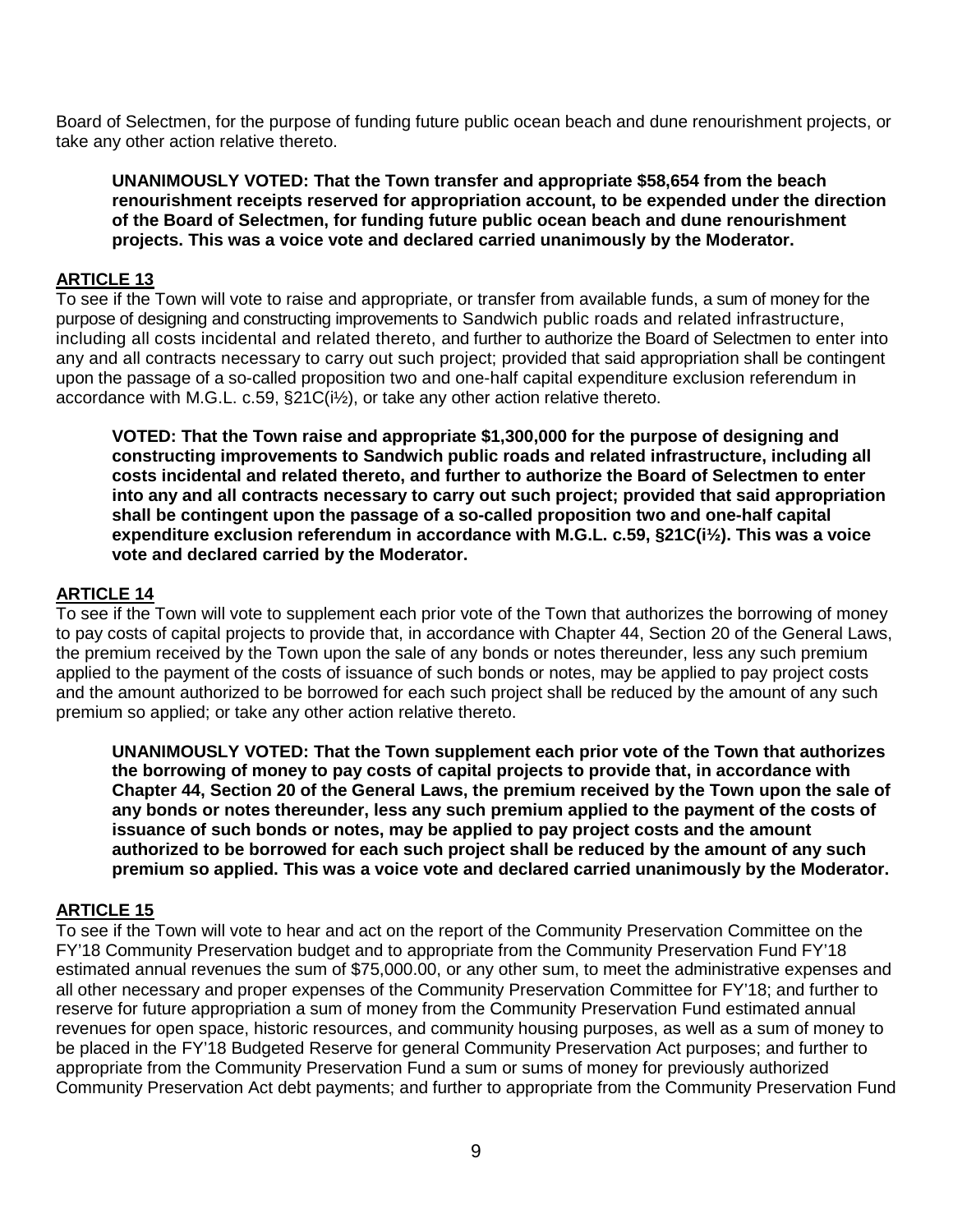Board of Selectmen, for the purpose of funding future public ocean beach and dune renourishment projects, or take any other action relative thereto.

**UNANIMOUSLY VOTED: That the Town transfer and appropriate $58,654 from the beach renourishment receipts reserved for appropriation account, to be expended under the direction of the Board of Selectmen, for funding future public ocean beach and dune renourishment projects. This was a voice vote and declared carried unanimously by the Moderator.**

## ARTICLE 13

To see if the Town will vote to raise and appropriate, or transfer from available funds, a sum of money for the purpose of designing and constructing improvements to Sandwich public roads and related infrastructure, including all costs incidental and related thereto, and further to authorize the Board of Selectmen to enter into any and all contracts necessary to carry out such project; provided that said appropriation shall be contingent upon the passage of a so-called proposition two and one-half capital expenditure exclusion referendum in accordance with M.G.L. c.59, §21C(i½), or take any other action relative thereto.

**VOTED: That the Town raise and appropriate $1,300,000 for the purpose of designing and constructing improvements to Sandwich public roads and related infrastructure, including all costs incidental and related thereto, and further to authorize the Board of Selectmen to enter into any and all contracts necessary to carry out such project; provided that said appropriation shall be contingent upon the passage of a so-called proposition two and one-half capital expenditure exclusion referendum in accordance with M.G.L. c.59, §21C(i½). This was a voice vote and declared carried by the Moderator.**

## ARTICLE 14

To see if the Town will vote to supplement each prior vote of the Town that authorizes the borrowing of money to pay costs of capital projects to provide that, in accordance with Chapter 44, Section 20 of the General Laws, the premium received by the Town upon the sale of any bonds or notes thereunder, less any such premium applied to the payment of the costs of issuance of such bonds or notes, may be applied to pay project costs and the amount authorized to be borrowed for each such project shall be reduced by the amount of any such premium so applied; or take any other action relative thereto.

**UNANIMOUSLY VOTED: That the Town supplement each prior vote of the Town that authorizes the borrowing of money to pay costs of capital projects to provide that, in accordance with Chapter 44, Section 20 of the General Laws, the premium received by the Town upon the sale of any bonds or notes thereunder, less any such premium applied to the payment of the costs of issuance of such bonds or notes, may be applied to pay project costs and the amount authorized to be borrowed for each such project shall be reduced by the amount of any such premium so applied. This was a voice vote and declared carried unanimously by the Moderator.**

## ARTICLE 15

To see if the Town will vote to hear and act on the report of the Community Preservation Committee on the FY'18 Community Preservation budget and to appropriate from the Community Preservation Fund FY'18 estimated annual revenues the sum of $75,000.00, or any other sum, to meet the administrative expenses and all other necessary and proper expenses of the Community Preservation Committee for FY'18; and further to reserve for future appropriation a sum of money from the Community Preservation Fund estimated annual revenues for open space, historic resources, and community housing purposes, as well as a sum of money to be placed in the FY'18 Budgeted Reserve for general Community Preservation Act purposes; and further to appropriate from the Community Preservation Fund a sum or sums of money for previously authorized Community Preservation Act debt payments; and further to appropriate from the Community Preservation Fund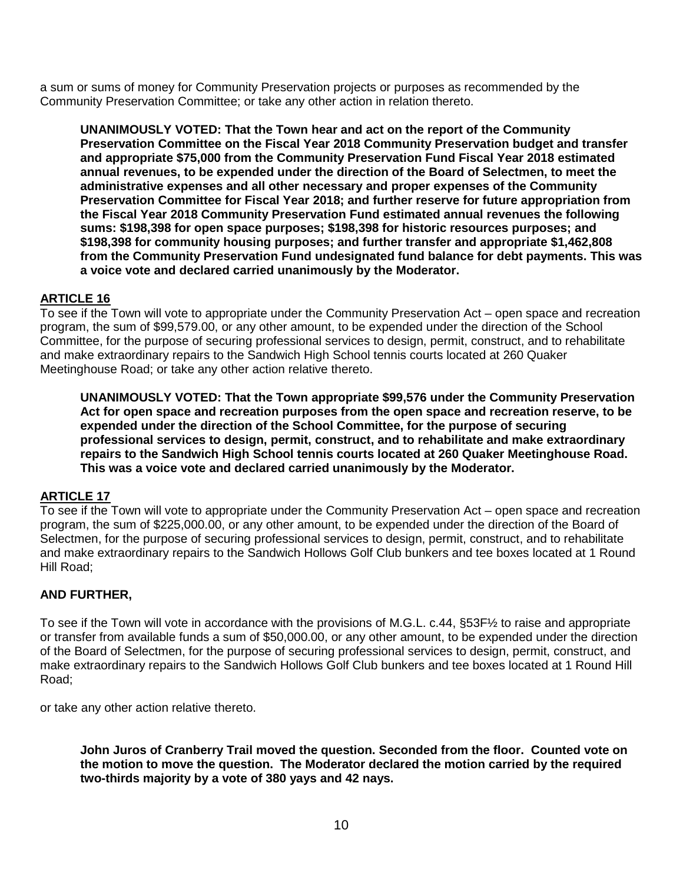a sum or sums of money for Community Preservation projects or purposes as recommended by the Community Preservation Committee; or take any other action in relation thereto.

**UNANIMOUSLY VOTED: That the Town hear and act on the report of the Community Preservation Committee on the Fiscal Year 2018 Community Preservation budget and transfer and appropriate $75,000 from the Community Preservation Fund Fiscal Year 2018 estimated annual revenues, to be expended under the direction of the Board of Selectmen, to meet the administrative expenses and all other necessary and proper expenses of the Community Preservation Committee for Fiscal Year 2018; and further reserve for future appropriation from the Fiscal Year 2018 Community Preservation Fund estimated annual revenues the following sums: $198,398 for open space purposes; $198,398 for historic resources purposes; and $198,398 for community housing purposes; and further transfer and appropriate $1,462,808 from the Community Preservation Fund undesignated fund balance for debt payments. This was a voice vote and declared carried unanimously by the Moderator.**

## ARTICLE 16

To see if the Town will vote to appropriate under the Community Preservation Act – open space and recreation program, the sum of $99,579.00, or any other amount, to be expended under the direction of the School Committee, for the purpose of securing professional services to design, permit, construct, and to rehabilitate and make extraordinary repairs to the Sandwich High School tennis courts located at 260 Quaker Meetinghouse Road; or take any other action relative thereto.

**UNANIMOUSLY VOTED: That the Town appropriate $99,576 under the Community Preservation Act for open space and recreation purposes from the open space and recreation reserve, to be expended under the direction of the School Committee, for the purpose of securing professional services to design, permit, construct, and to rehabilitate and make extraordinary repairs to the Sandwich High School tennis courts located at 260 Quaker Meetinghouse Road. This was a voice vote and declared carried unanimously by the Moderator.**

## ARTICLE 17

To see if the Town will vote to appropriate under the Community Preservation Act – open space and recreation program, the sum of $225,000.00, or any other amount, to be expended under the direction of the Board of Selectmen, for the purpose of securing professional services to design, permit, construct, and to rehabilitate and make extraordinary repairs to the Sandwich Hollows Golf Club bunkers and tee boxes located at 1 Round Hill Road;

**AND FURTHER,**

To see if the Town will vote in accordance with the provisions of M.G.L. c.44, §53F½ to raise and appropriate or transfer from available funds a sum of $50,000.00, or any other amount, to be expended under the direction of the Board of Selectmen, for the purpose of securing professional services to design, permit, construct, and make extraordinary repairs to the Sandwich Hollows Golf Club bunkers and tee boxes located at 1 Round Hill Road;

or take any other action relative thereto.

**John Juros of Cranberry Trail moved the question. Seconded from the floor. Counted vote on the motion to move the question. The Moderator declared the motion carried by the required two-thirds majority by a vote of 380 yays and 42 nays.**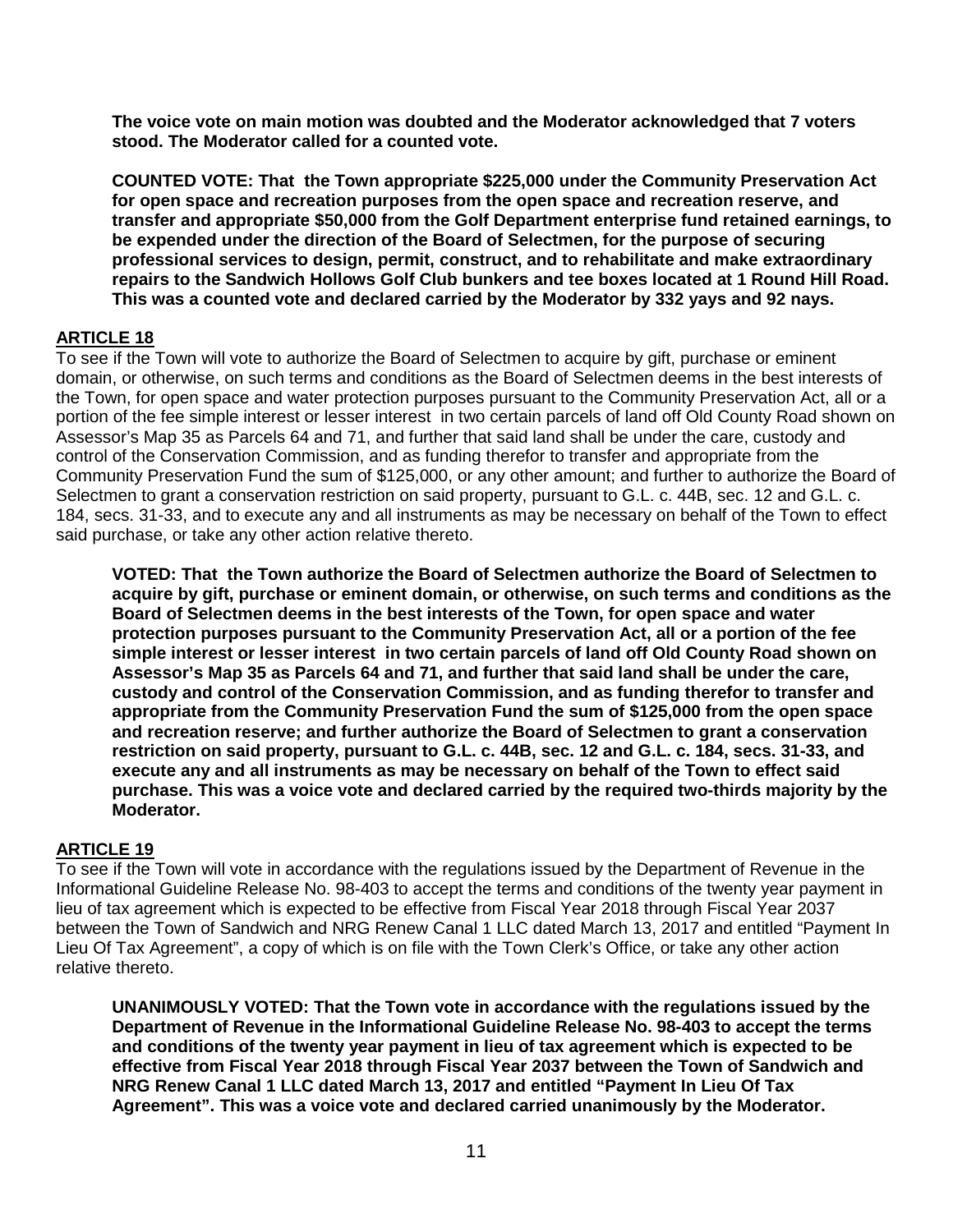**The voice vote on main motion was doubted and the Moderator acknowledged that 7 voters stood. The Moderator called for a counted vote.**

**COUNTED VOTE: That the Town appropriate $225,000 under the Community Preservation Act for open space and recreation purposes from the open space and recreation reserve, and transfer and appropriate $50,000 from the Golf Department enterprise fund retained earnings, to be expended under the direction of the Board of Selectmen, for the purpose of securing professional services to design, permit, construct, and to rehabilitate and make extraordinary repairs to the Sandwich Hollows Golf Club bunkers and tee boxes located at 1 Round Hill Road. This was a counted vote and declared carried by the Moderator by 332 yays and 92 nays.**

## ARTICLE 18

To see if the Town will vote to authorize the Board of Selectmen to acquire by gift, purchase or eminent domain, or otherwise, on such terms and conditions as the Board of Selectmen deems in the best interests of the Town, for open space and water protection purposes pursuant to the Community Preservation Act, all or a portion of the fee simple interest or lesser interest in two certain parcels of land off Old County Road shown on Assessor's Map 35 as Parcels 64 and 71, and further that said land shall be under the care, custody and control of the Conservation Commission, and as funding therefor to transfer and appropriate from the Community Preservation Fund the sum of $125,000, or any other amount; and further to authorize the Board of Selectmen to grant a conservation restriction on said property, pursuant to G.L. c. 44B, sec. 12 and G.L. c. 184, secs. 31-33, and to execute any and all instruments as may be necessary on behalf of the Town to effect said purchase, or take any other action relative thereto.

**VOTED: That the Town authorize the Board of Selectmen authorize the Board of Selectmen to acquire by gift, purchase or eminent domain, or otherwise, on such terms and conditions as the Board of Selectmen deems in the best interests of the Town, for open space and water protection purposes pursuant to the Community Preservation Act, all or a portion of the fee simple interest or lesser interest in two certain parcels of land off Old County Road shown on Assessor's Map 35 as Parcels 64 and 71, and further that said land shall be under the care, custody and control of the Conservation Commission, and as funding therefor to transfer and appropriate from the Community Preservation Fund the sum of $125,000 from the open space and recreation reserve; and further authorize the Board of Selectmen to grant a conservation restriction on said property, pursuant to G.L. c. 44B, sec. 12 and G.L. c. 184, secs. 31-33, and execute any and all instruments as may be necessary on behalf of the Town to effect said purchase. This was a voice vote and declared carried by the required two-thirds majority by the Moderator.**

## ARTICLE 19

To see if the Town will vote in accordance with the regulations issued by the Department of Revenue in the Informational Guideline Release No. 98-403 to accept the terms and conditions of the twenty year payment in lieu of tax agreement which is expected to be effective from Fiscal Year 2018 through Fiscal Year 2037 between the Town of Sandwich and NRG Renew Canal 1 LLC dated March 13, 2017 and entitled "Payment In Lieu Of Tax Agreement", a copy of which is on file with the Town Clerk's Office, or take any other action relative thereto.

**UNANIMOUSLY VOTED: That the Town vote in accordance with the regulations issued by the Department of Revenue in the Informational Guideline Release No. 98-403 to accept the terms and conditions of the twenty year payment in lieu of tax agreement which is expected to be effective from Fiscal Year 2018 through Fiscal Year 2037 between the Town of Sandwich and NRG Renew Canal 1 LLC dated March 13, 2017 and entitled "Payment In Lieu Of Tax Agreement". This was a voice vote and declared carried unanimously by the Moderator.**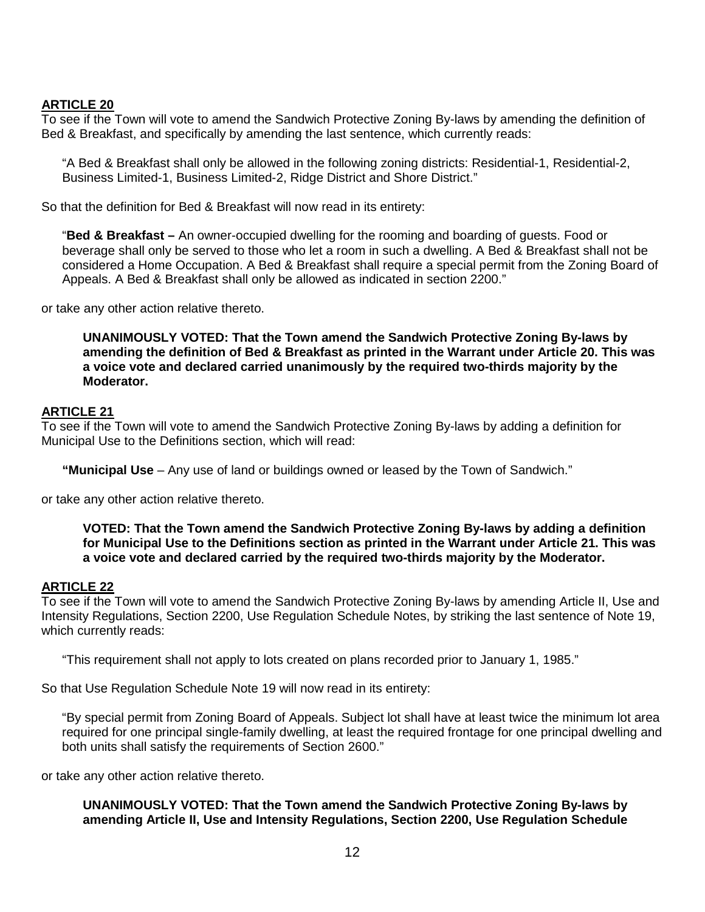**ARTICLE 20**

To see if the Town will vote to amend the Sandwich Protective Zoning By-laws by amending the definition of Bed & Breakfast, and specifically by amending the last sentence, which currently reads:

> "A Bed & Breakfast shall only be allowed in the following zoning districts: Residential-1, Residential-2, Business Limited-1, Business Limited-2, Ridge District and Shore District."

So that the definition for Bed & Breakfast will now read in its entirety:

> "**Bed & Breakfast –** An owner-occupied dwelling for the rooming and boarding of guests. Food or beverage shall only be served to those who let a room in such a dwelling. A Bed & Breakfast shall not be considered a Home Occupation. A Bed & Breakfast shall require a special permit from the Zoning Board of Appeals. A Bed & Breakfast shall only be allowed as indicated in section 2200."

or take any other action relative thereto.

> **UNANIMOUSLY VOTED: That the Town amend the Sandwich Protective Zoning By-laws by amending the definition of Bed & Breakfast as printed in the Warrant under Article 20. This was a voice vote and declared carried unanimously by the required two-thirds majority by the Moderator.**

**ARTICLE 21**

To see if the Town will vote to amend the Sandwich Protective Zoning By-laws by adding a definition for Municipal Use to the Definitions section, which will read:

> **"Municipal Use** – Any use of land or buildings owned or leased by the Town of Sandwich."

or take any other action relative thereto.

> **VOTED: That the Town amend the Sandwich Protective Zoning By-laws by adding a definition for Municipal Use to the Definitions section as printed in the Warrant under Article 21. This was a voice vote and declared carried by the required two-thirds majority by the Moderator.**

**ARTICLE 22**

To see if the Town will vote to amend the Sandwich Protective Zoning By-laws by amending Article II, Use and Intensity Regulations, Section 2200, Use Regulation Schedule Notes, by striking the last sentence of Note 19, which currently reads:

> "This requirement shall not apply to lots created on plans recorded prior to January 1, 1985."

So that Use Regulation Schedule Note 19 will now read in its entirety:

> "By special permit from Zoning Board of Appeals. Subject lot shall have at least twice the minimum lot area required for one principal single-family dwelling, at least the required frontage for one principal dwelling and both units shall satisfy the requirements of Section 2600."

or take any other action relative thereto.

> **UNANIMOUSLY VOTED: That the Town amend the Sandwich Protective Zoning By-laws by amending Article II, Use and Intensity Regulations, Section 2200, Use Regulation Schedule**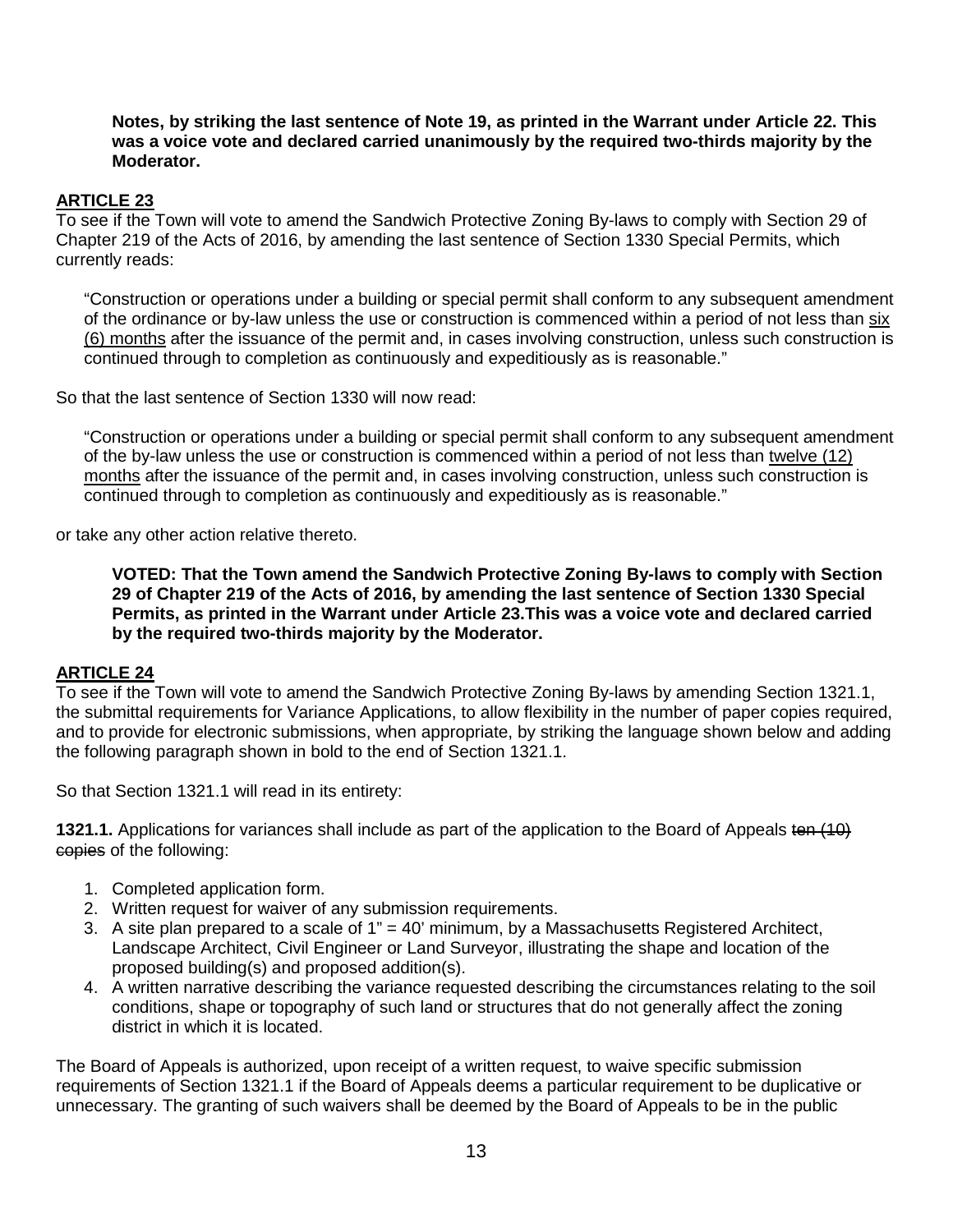**Notes, by striking the last sentence of Note 19, as printed in the Warrant under Article 22. This was a voice vote and declared carried unanimously by the required two-thirds majority by the Moderator.**

## ARTICLE 23

To see if the Town will vote to amend the Sandwich Protective Zoning By-laws to comply with Section 29 of Chapter 219 of the Acts of 2016, by amending the last sentence of Section 1330 Special Permits, which currently reads:

> "Construction or operations under a building or special permit shall conform to any subsequent amendment of the ordinance or by-law unless the use or construction is commenced within a period of not less than <u>six (6) months</u> after the issuance of the permit and, in cases involving construction, unless such construction is continued through to completion as continuously and expeditiously as is reasonable."

So that the last sentence of Section 1330 will now read:

> "Construction or operations under a building or special permit shall conform to any subsequent amendment of the by-law unless the use or construction is commenced within a period of not less than <u>twelve (12) months</u> after the issuance of the permit and, in cases involving construction, unless such construction is continued through to completion as continuously and expeditiously as is reasonable."

or take any other action relative thereto.

**VOTED: That the Town amend the Sandwich Protective Zoning By-laws to comply with Section 29 of Chapter 219 of the Acts of 2016, by amending the last sentence of Section 1330 Special Permits, as printed in the Warrant under Article 23.This was a voice vote and declared carried by the required two-thirds majority by the Moderator.**

## ARTICLE 24

To see if the Town will vote to amend the Sandwich Protective Zoning By-laws by amending Section 1321.1, the submittal requirements for Variance Applications, to allow flexibility in the number of paper copies required, and to provide for electronic submissions, when appropriate, by striking the language shown below and adding the following paragraph shown in bold to the end of Section 1321.1.

So that Section 1321.1 will read in its entirety:

**1321.1.** Applications for variances shall include as part of the application to the Board of Appeals ~~ten (10) copies~~ of the following:

1. Completed application form.
2. Written request for waiver of any submission requirements.
3. A site plan prepared to a scale of 1" = 40' minimum, by a Massachusetts Registered Architect, Landscape Architect, Civil Engineer or Land Surveyor, illustrating the shape and location of the proposed building(s) and proposed addition(s).
4. A written narrative describing the variance requested describing the circumstances relating to the soil conditions, shape or topography of such land or structures that do not generally affect the zoning district in which it is located.

The Board of Appeals is authorized, upon receipt of a written request, to waive specific submission requirements of Section 1321.1 if the Board of Appeals deems a particular requirement to be duplicative or unnecessary. The granting of such waivers shall be deemed by the Board of Appeals to be in the public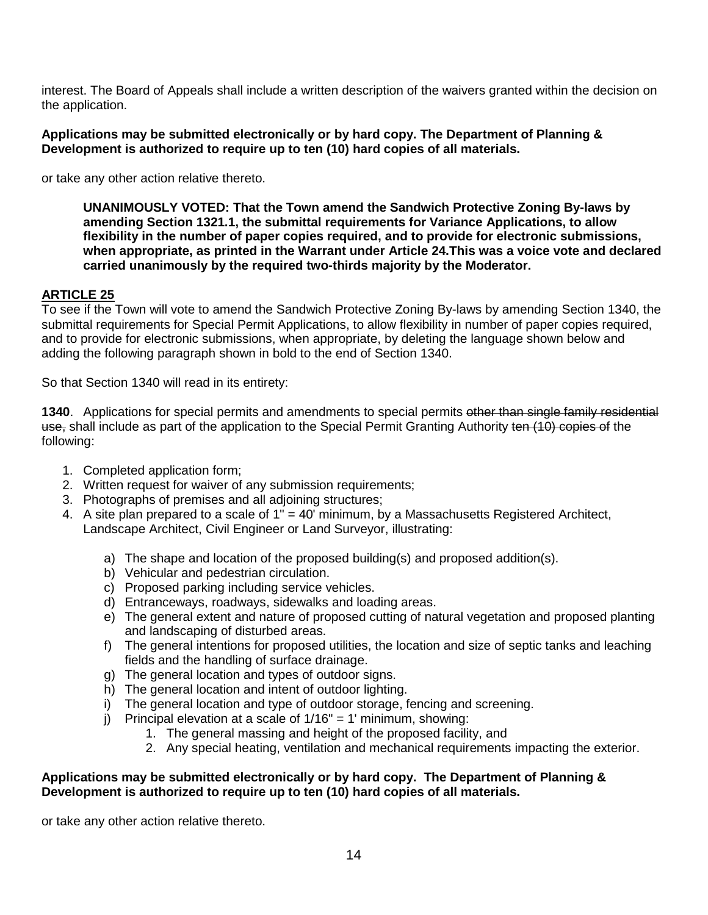interest. The Board of Appeals shall include a written description of the waivers granted within the decision on the application.

**Applications may be submitted electronically or by hard copy. The Department of Planning & Development is authorized to require up to ten (10) hard copies of all materials.**

or take any other action relative thereto.

> **UNANIMOUSLY VOTED: That the Town amend the Sandwich Protective Zoning By-laws by amending Section 1321.1, the submittal requirements for Variance Applications, to allow flexibility in the number of paper copies required, and to provide for electronic submissions, when appropriate, as printed in the Warrant under Article 24.This was a voice vote and declared carried unanimously by the required two-thirds majority by the Moderator.**

## ARTICLE 25

To see if the Town will vote to amend the Sandwich Protective Zoning By-laws by amending Section 1340, the submittal requirements for Special Permit Applications, to allow flexibility in number of paper copies required, and to provide for electronic submissions, when appropriate, by deleting the language shown below and adding the following paragraph shown in bold to the end of Section 1340.

So that Section 1340 will read in its entirety:

**1340**. Applications for special permits and amendments to special permits ~~other than single family residential use,~~ shall include as part of the application to the Special Permit Granting Authority ~~ten (10) copies of~~ the following:

1. Completed application form;
2. Written request for waiver of any submission requirements;
3. Photographs of premises and all adjoining structures;
4. A site plan prepared to a scale of 1" = 40' minimum, by a Massachusetts Registered Architect, Landscape Architect, Civil Engineer or Land Surveyor, illustrating:
   a) The shape and location of the proposed building(s) and proposed addition(s).
   b) Vehicular and pedestrian circulation.
   c) Proposed parking including service vehicles.
   d) Entranceways, roadways, sidewalks and loading areas.
   e) The general extent and nature of proposed cutting of natural vegetation and proposed planting and landscaping of disturbed areas.
   f) The general intentions for proposed utilities, the location and size of septic tanks and leaching fields and the handling of surface drainage.
   g) The general location and types of outdoor signs.
   h) The general location and intent of outdoor lighting.
   i) The general location and type of outdoor storage, fencing and screening.
   j) Principal elevation at a scale of 1/16" = 1' minimum, showing:
      1. The general massing and height of the proposed facility, and
      2. Any special heating, ventilation and mechanical requirements impacting the exterior.

**Applications may be submitted electronically or by hard copy. The Department of Planning & Development is authorized to require up to ten (10) hard copies of all materials.**

or take any other action relative thereto.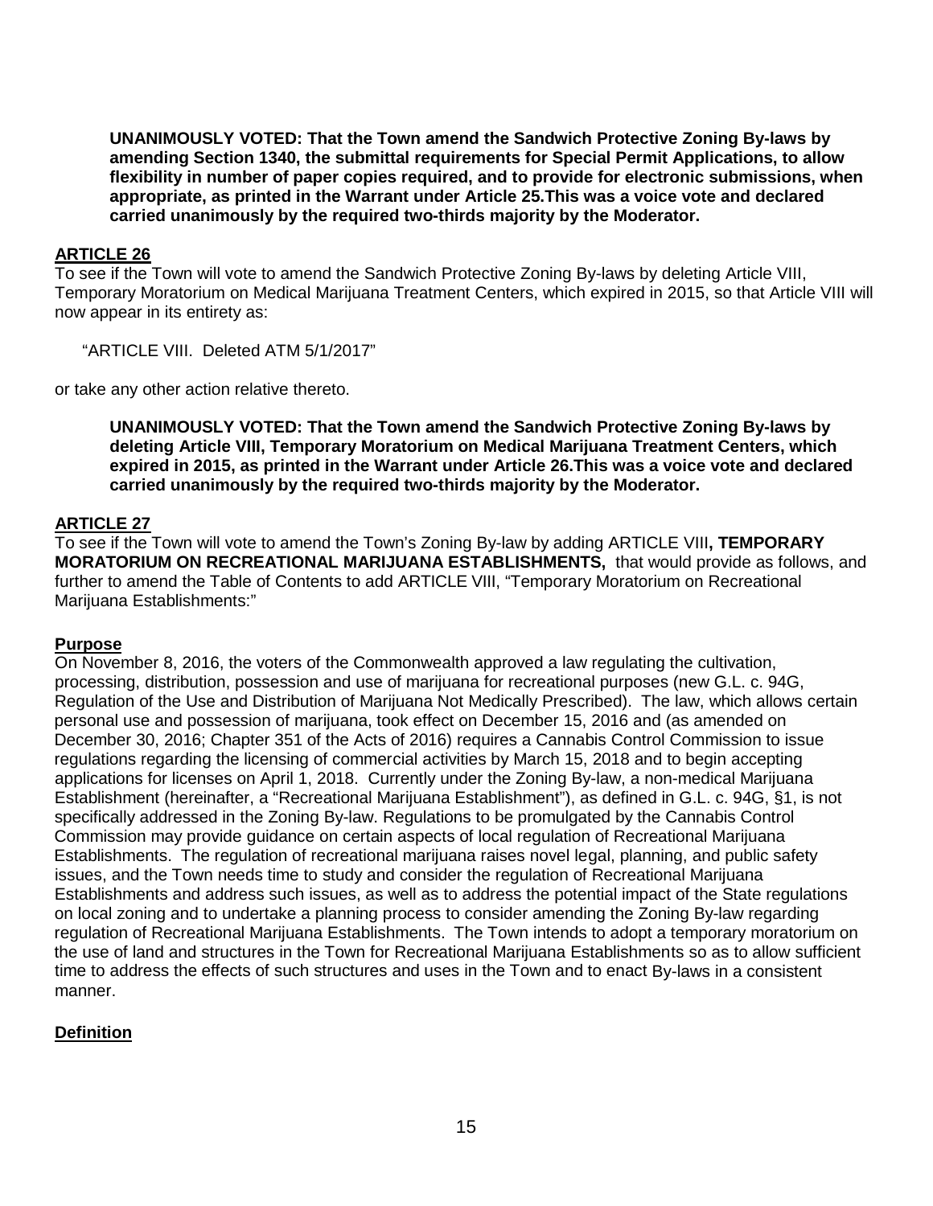**UNANIMOUSLY VOTED: That the Town amend the Sandwich Protective Zoning By-laws by amending Section 1340, the submittal requirements for Special Permit Applications, to allow flexibility in number of paper copies required, and to provide for electronic submissions, when appropriate, as printed in the Warrant under Article 25.This was a voice vote and declared carried unanimously by the required two-thirds majority by the Moderator.**

## ARTICLE 26

To see if the Town will vote to amend the Sandwich Protective Zoning By-laws by deleting Article VIII, Temporary Moratorium on Medical Marijuana Treatment Centers, which expired in 2015, so that Article VIII will now appear in its entirety as:

"ARTICLE VIII. Deleted ATM 5/1/2017"

or take any other action relative thereto.

**UNANIMOUSLY VOTED: That the Town amend the Sandwich Protective Zoning By-laws by deleting Article VIII, Temporary Moratorium on Medical Marijuana Treatment Centers, which expired in 2015, as printed in the Warrant under Article 26.This was a voice vote and declared carried unanimously by the required two-thirds majority by the Moderator.**

## ARTICLE 27

To see if the Town will vote to amend the Town's Zoning By-law by adding ARTICLE VIII**, TEMPORARY MORATORIUM ON RECREATIONAL MARIJUANA ESTABLISHMENTS,** that would provide as follows, and further to amend the Table of Contents to add ARTICLE VIII, "Temporary Moratorium on Recreational Marijuana Establishments:"

### Purpose

On November 8, 2016, the voters of the Commonwealth approved a law regulating the cultivation, processing, distribution, possession and use of marijuana for recreational purposes (new G.L. c. 94G, Regulation of the Use and Distribution of Marijuana Not Medically Prescribed). The law, which allows certain personal use and possession of marijuana, took effect on December 15, 2016 and (as amended on December 30, 2016; Chapter 351 of the Acts of 2016) requires a Cannabis Control Commission to issue regulations regarding the licensing of commercial activities by March 15, 2018 and to begin accepting applications for licenses on April 1, 2018. Currently under the Zoning By-law, a non-medical Marijuana Establishment (hereinafter, a "Recreational Marijuana Establishment"), as defined in G.L. c. 94G, §1, is not specifically addressed in the Zoning By-law. Regulations to be promulgated by the Cannabis Control Commission may provide guidance on certain aspects of local regulation of Recreational Marijuana Establishments. The regulation of recreational marijuana raises novel legal, planning, and public safety issues, and the Town needs time to study and consider the regulation of Recreational Marijuana Establishments and address such issues, as well as to address the potential impact of the State regulations on local zoning and to undertake a planning process to consider amending the Zoning By-law regarding regulation of Recreational Marijuana Establishments. The Town intends to adopt a temporary moratorium on the use of land and structures in the Town for Recreational Marijuana Establishments so as to allow sufficient time to address the effects of such structures and uses in the Town and to enact By-laws in a consistent manner.

### Definition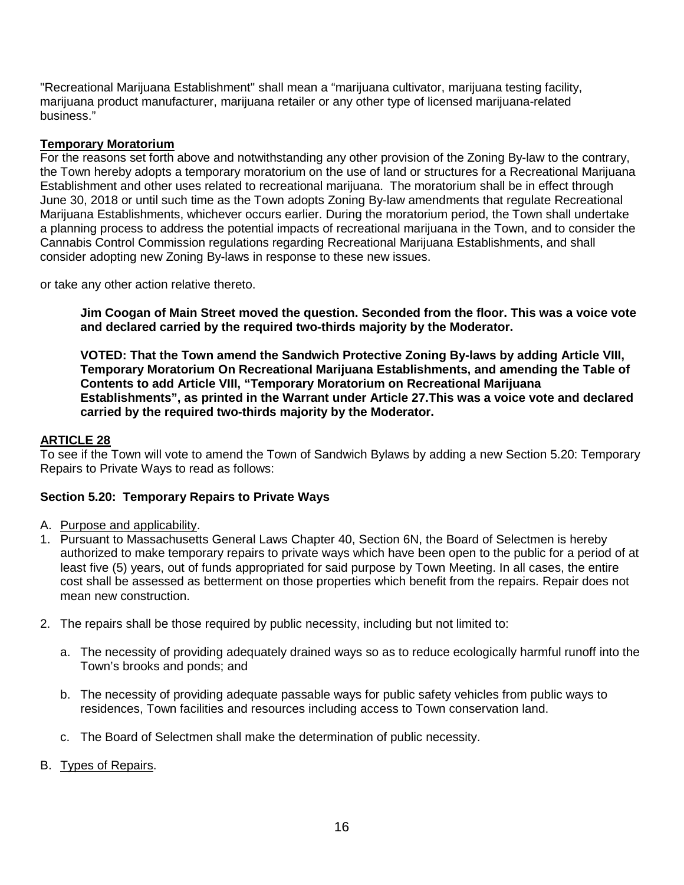"Recreational Marijuana Establishment" shall mean a “marijuana cultivator, marijuana testing facility, marijuana product manufacturer, marijuana retailer or any other type of licensed marijuana-related business.”

**Temporary Moratorium**

For the reasons set forth above and notwithstanding any other provision of the Zoning By-law to the contrary, the Town hereby adopts a temporary moratorium on the use of land or structures for a Recreational Marijuana Establishment and other uses related to recreational marijuana. The moratorium shall be in effect through June 30, 2018 or until such time as the Town adopts Zoning By-law amendments that regulate Recreational Marijuana Establishments, whichever occurs earlier. During the moratorium period, the Town shall undertake a planning process to address the potential impacts of recreational marijuana in the Town, and to consider the Cannabis Control Commission regulations regarding Recreational Marijuana Establishments, and shall consider adopting new Zoning By-laws in response to these new issues.

or take any other action relative thereto.

**Jim Coogan of Main Street moved the question. Seconded from the floor. This was a voice vote and declared carried by the required two-thirds majority by the Moderator.**

**VOTED: That the Town amend the Sandwich Protective Zoning By-laws by adding Article VIII, Temporary Moratorium On Recreational Marijuana Establishments, and amending the Table of Contents to add Article VIII, “Temporary Moratorium on Recreational Marijuana Establishments”, as printed in the Warrant under Article 27.This was a voice vote and declared carried by the required two-thirds majority by the Moderator.**

## ARTICLE 28

To see if the Town will vote to amend the Town of Sandwich Bylaws by adding a new Section 5.20: Temporary Repairs to Private Ways to read as follows:

**Section 5.20: Temporary Repairs to Private Ways**

A. Purpose and applicability.

1. Pursuant to Massachusetts General Laws Chapter 40, Section 6N, the Board of Selectmen is hereby authorized to make temporary repairs to private ways which have been open to the public for a period of at least five (5) years, out of funds appropriated for said purpose by Town Meeting. In all cases, the entire cost shall be assessed as betterment on those properties which benefit from the repairs. Repair does not mean new construction.

2. The repairs shall be those required by public necessity, including but not limited to:

   a. The necessity of providing adequately drained ways so as to reduce ecologically harmful runoff into the Town’s brooks and ponds; and

   b. The necessity of providing adequate passable ways for public safety vehicles from public ways to residences, Town facilities and resources including access to Town conservation land.

   c. The Board of Selectmen shall make the determination of public necessity.

B. Types of Repairs.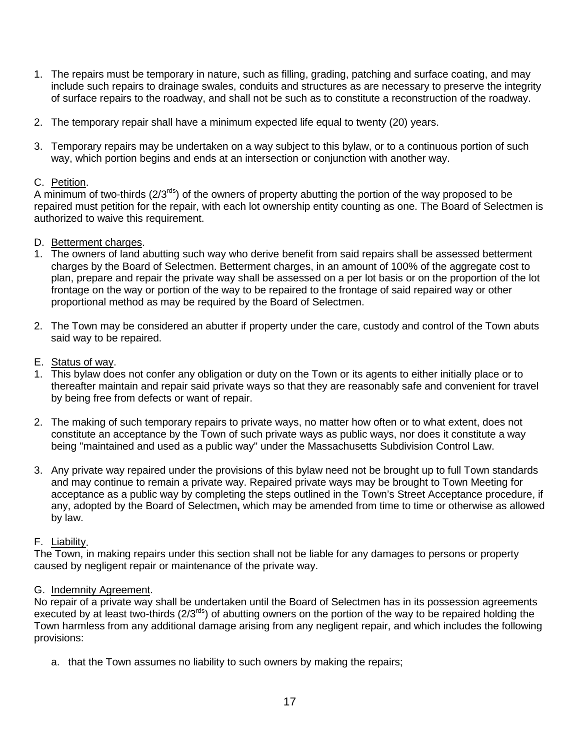1. The repairs must be temporary in nature, such as filling, grading, patching and surface coating, and may include such repairs to drainage swales, conduits and structures as are necessary to preserve the integrity of surface repairs to the roadway, and shall not be such as to constitute a reconstruction of the roadway.

2. The temporary repair shall have a minimum expected life equal to twenty (20) years.

3. Temporary repairs may be undertaken on a way subject to this bylaw, or to a continuous portion of such way, which portion begins and ends at an intersection or conjunction with another way.

C. Petition.

A minimum of two-thirds (2/3rds) of the owners of property abutting the portion of the way proposed to be repaired must petition for the repair, with each lot ownership entity counting as one. The Board of Selectmen is authorized to waive this requirement.

D. Betterment charges.

1. The owners of land abutting such way who derive benefit from said repairs shall be assessed betterment charges by the Board of Selectmen. Betterment charges, in an amount of 100% of the aggregate cost to plan, prepare and repair the private way shall be assessed on a per lot basis or on the proportion of the lot frontage on the way or portion of the way to be repaired to the frontage of said repaired way or other proportional method as may be required by the Board of Selectmen.

2. The Town may be considered an abutter if property under the care, custody and control of the Town abuts said way to be repaired.

E. Status of way.

1. This bylaw does not confer any obligation or duty on the Town or its agents to either initially place or to thereafter maintain and repair said private ways so that they are reasonably safe and convenient for travel by being free from defects or want of repair.

2. The making of such temporary repairs to private ways, no matter how often or to what extent, does not constitute an acceptance by the Town of such private ways as public ways, nor does it constitute a way being "maintained and used as a public way" under the Massachusetts Subdivision Control Law.

3. Any private way repaired under the provisions of this bylaw need not be brought up to full Town standards and may continue to remain a private way. Repaired private ways may be brought to Town Meeting for acceptance as a public way by completing the steps outlined in the Town's Street Acceptance procedure, if any, adopted by the Board of Selectmen**,** which may be amended from time to time or otherwise as allowed by law.

F. Liability.

The Town, in making repairs under this section shall not be liable for any damages to persons or property caused by negligent repair or maintenance of the private way.

G. Indemnity Agreement.

No repair of a private way shall be undertaken until the Board of Selectmen has in its possession agreements executed by at least two-thirds (2/3rds) of abutting owners on the portion of the way to be repaired holding the Town harmless from any additional damage arising from any negligent repair, and which includes the following provisions:

a. that the Town assumes no liability to such owners by making the repairs;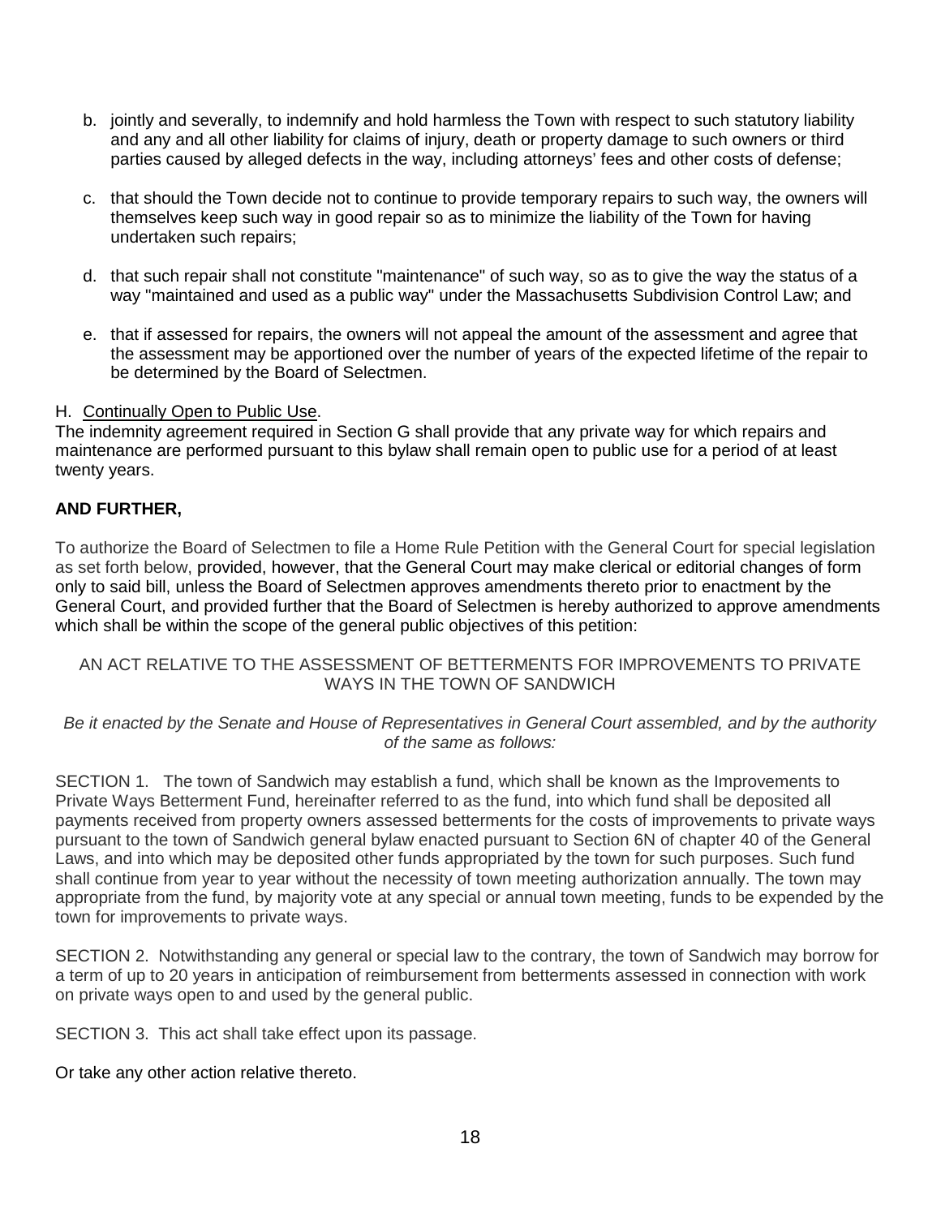b. jointly and severally, to indemnify and hold harmless the Town with respect to such statutory liability and any and all other liability for claims of injury, death or property damage to such owners or third parties caused by alleged defects in the way, including attorneys' fees and other costs of defense;

c. that should the Town decide not to continue to provide temporary repairs to such way, the owners will themselves keep such way in good repair so as to minimize the liability of the Town for having undertaken such repairs;

d. that such repair shall not constitute "maintenance" of such way, so as to give the way the status of a way "maintained and used as a public way" under the Massachusetts Subdivision Control Law; and

e. that if assessed for repairs, the owners will not appeal the amount of the assessment and agree that the assessment may be apportioned over the number of years of the expected lifetime of the repair to be determined by the Board of Selectmen.

H. Continually Open to Public Use.
The indemnity agreement required in Section G shall provide that any private way for which repairs and maintenance are performed pursuant to this bylaw shall remain open to public use for a period of at least twenty years.

**AND FURTHER,**

To authorize the Board of Selectmen to file a Home Rule Petition with the General Court for special legislation as set forth below, provided, however, that the General Court may make clerical or editorial changes of form only to said bill, unless the Board of Selectmen approves amendments thereto prior to enactment by the General Court, and provided further that the Board of Selectmen is hereby authorized to approve amendments which shall be within the scope of the general public objectives of this petition:

AN ACT RELATIVE TO THE ASSESSMENT OF BETTERMENTS FOR IMPROVEMENTS TO PRIVATE WAYS IN THE TOWN OF SANDWICH

*Be it enacted by the Senate and House of Representatives in General Court assembled, and by the authority of the same as follows:*

SECTION 1. The town of Sandwich may establish a fund, which shall be known as the Improvements to Private Ways Betterment Fund, hereinafter referred to as the fund, into which fund shall be deposited all payments received from property owners assessed betterments for the costs of improvements to private ways pursuant to the town of Sandwich general bylaw enacted pursuant to Section 6N of chapter 40 of the General Laws, and into which may be deposited other funds appropriated by the town for such purposes. Such fund shall continue from year to year without the necessity of town meeting authorization annually. The town may appropriate from the fund, by majority vote at any special or annual town meeting, funds to be expended by the town for improvements to private ways.

SECTION 2. Notwithstanding any general or special law to the contrary, the town of Sandwich may borrow for a term of up to 20 years in anticipation of reimbursement from betterments assessed in connection with work on private ways open to and used by the general public.

SECTION 3. This act shall take effect upon its passage.

Or take any other action relative thereto.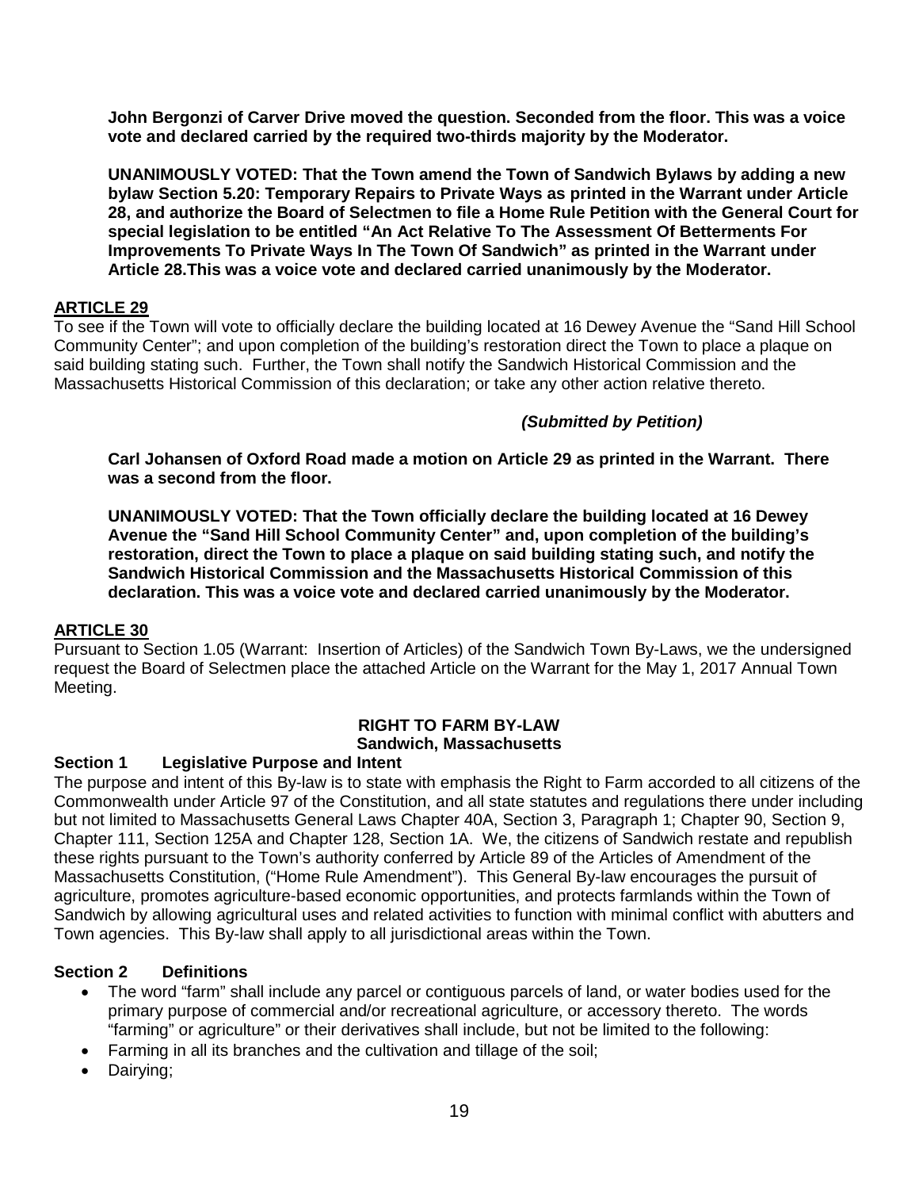**John Bergonzi of Carver Drive moved the question. Seconded from the floor. This was a voice vote and declared carried by the required two-thirds majority by the Moderator.**

**UNANIMOUSLY VOTED: That the Town amend the Town of Sandwich Bylaws by adding a new bylaw Section 5.20: Temporary Repairs to Private Ways as printed in the Warrant under Article 28, and authorize the Board of Selectmen to file a Home Rule Petition with the General Court for special legislation to be entitled "An Act Relative To The Assessment Of Betterments For Improvements To Private Ways In The Town Of Sandwich" as printed in the Warrant under Article 28.This was a voice vote and declared carried unanimously by the Moderator.**

## ARTICLE 29

To see if the Town will vote to officially declare the building located at 16 Dewey Avenue the "Sand Hill School Community Center"; and upon completion of the building's restoration direct the Town to place a plaque on said building stating such. Further, the Town shall notify the Sandwich Historical Commission and the Massachusetts Historical Commission of this declaration; or take any other action relative thereto.

***(Submitted by Petition)***

**Carl Johansen of Oxford Road made a motion on Article 29 as printed in the Warrant. There was a second from the floor.**

**UNANIMOUSLY VOTED: That the Town officially declare the building located at 16 Dewey Avenue the "Sand Hill School Community Center" and, upon completion of the building's restoration, direct the Town to place a plaque on said building stating such, and notify the Sandwich Historical Commission and the Massachusetts Historical Commission of this declaration. This was a voice vote and declared carried unanimously by the Moderator.**

## ARTICLE 30

Pursuant to Section 1.05 (Warrant: Insertion of Articles) of the Sandwich Town By-Laws, we the undersigned request the Board of Selectmen place the attached Article on the Warrant for the May 1, 2017 Annual Town Meeting.

### RIGHT TO FARM BY-LAW
### Sandwich, Massachusetts

**Section 1 Legislative Purpose and Intent**

The purpose and intent of this By-law is to state with emphasis the Right to Farm accorded to all citizens of the Commonwealth under Article 97 of the Constitution, and all state statutes and regulations there under including but not limited to Massachusetts General Laws Chapter 40A, Section 3, Paragraph 1; Chapter 90, Section 9, Chapter 111, Section 125A and Chapter 128, Section 1A. We, the citizens of Sandwich restate and republish these rights pursuant to the Town's authority conferred by Article 89 of the Articles of Amendment of the Massachusetts Constitution, ("Home Rule Amendment"). This General By-law encourages the pursuit of agriculture, promotes agriculture-based economic opportunities, and protects farmlands within the Town of Sandwich by allowing agricultural uses and related activities to function with minimal conflict with abutters and Town agencies. This By-law shall apply to all jurisdictional areas within the Town.

**Section 2 Definitions**

- The word "farm" shall include any parcel or contiguous parcels of land, or water bodies used for the primary purpose of commercial and/or recreational agriculture, or accessory thereto. The words "farming" or agriculture" or their derivatives shall include, but not be limited to the following:
- Farming in all its branches and the cultivation and tillage of the soil;
- Dairying;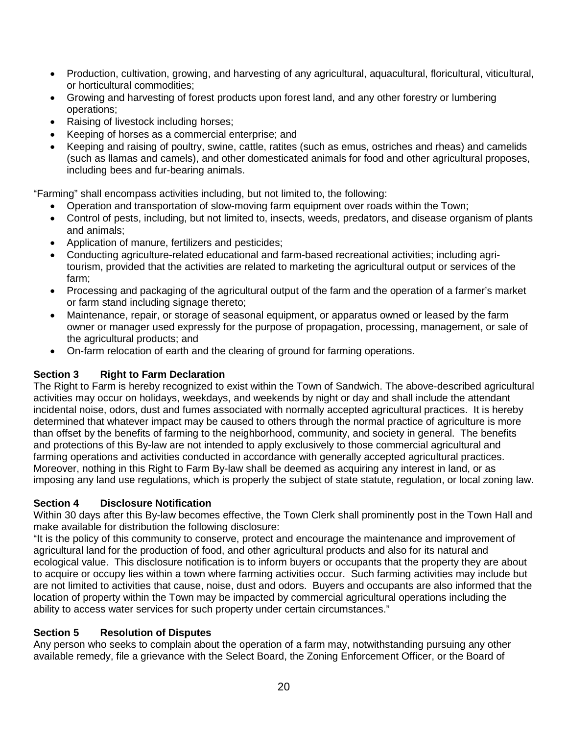- Production, cultivation, growing, and harvesting of any agricultural, aquacultural, floricultural, viticultural, or horticultural commodities;
- Growing and harvesting of forest products upon forest land, and any other forestry or lumbering operations;
- Raising of livestock including horses;
- Keeping of horses as a commercial enterprise; and
- Keeping and raising of poultry, swine, cattle, ratites (such as emus, ostriches and rheas) and camelids (such as llamas and camels), and other domesticated animals for food and other agricultural proposes, including bees and fur-bearing animals.

"Farming" shall encompass activities including, but not limited to, the following:

- Operation and transportation of slow-moving farm equipment over roads within the Town;
- Control of pests, including, but not limited to, insects, weeds, predators, and disease organism of plants and animals;
- Application of manure, fertilizers and pesticides;
- Conducting agriculture-related educational and farm-based recreational activities; including agri-tourism, provided that the activities are related to marketing the agricultural output or services of the farm;
- Processing and packaging of the agricultural output of the farm and the operation of a farmer's market or farm stand including signage thereto;
- Maintenance, repair, or storage of seasonal equipment, or apparatus owned or leased by the farm owner or manager used expressly for the purpose of propagation, processing, management, or sale of the agricultural products; and
- On-farm relocation of earth and the clearing of ground for farming operations.

**Section 3 Right to Farm Declaration**

The Right to Farm is hereby recognized to exist within the Town of Sandwich. The above-described agricultural activities may occur on holidays, weekdays, and weekends by night or day and shall include the attendant incidental noise, odors, dust and fumes associated with normally accepted agricultural practices. It is hereby determined that whatever impact may be caused to others through the normal practice of agriculture is more than offset by the benefits of farming to the neighborhood, community, and society in general. The benefits and protections of this By-law are not intended to apply exclusively to those commercial agricultural and farming operations and activities conducted in accordance with generally accepted agricultural practices. Moreover, nothing in this Right to Farm By-law shall be deemed as acquiring any interest in land, or as imposing any land use regulations, which is properly the subject of state statute, regulation, or local zoning law.

**Section 4 Disclosure Notification**

Within 30 days after this By-law becomes effective, the Town Clerk shall prominently post in the Town Hall and make available for distribution the following disclosure:

"It is the policy of this community to conserve, protect and encourage the maintenance and improvement of agricultural land for the production of food, and other agricultural products and also for its natural and ecological value. This disclosure notification is to inform buyers or occupants that the property they are about to acquire or occupy lies within a town where farming activities occur. Such farming activities may include but are not limited to activities that cause, noise, dust and odors. Buyers and occupants are also informed that the location of property within the Town may be impacted by commercial agricultural operations including the ability to access water services for such property under certain circumstances."

**Section 5 Resolution of Disputes**

Any person who seeks to complain about the operation of a farm may, notwithstanding pursuing any other available remedy, file a grievance with the Select Board, the Zoning Enforcement Officer, or the Board of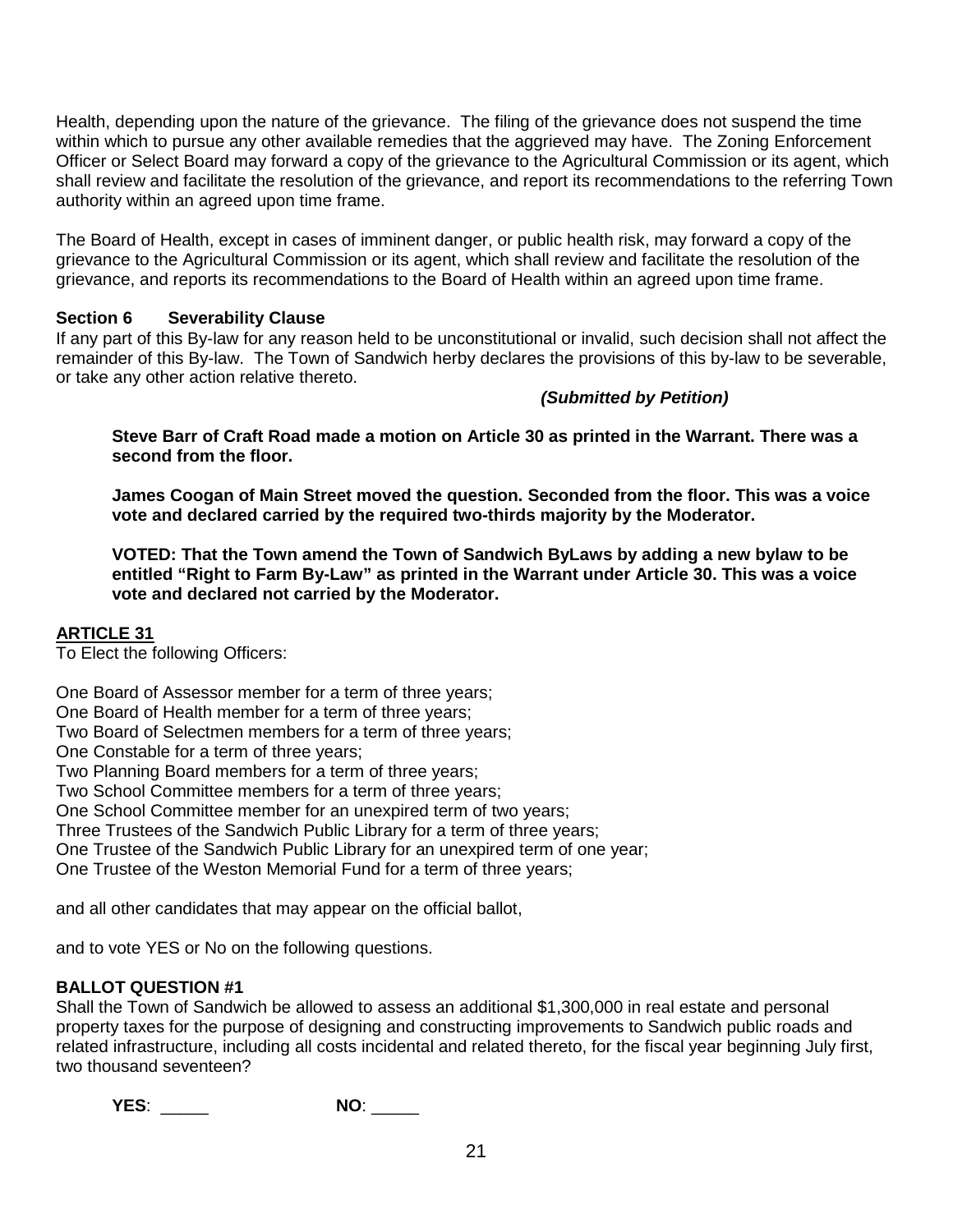Health, depending upon the nature of the grievance. The filing of the grievance does not suspend the time within which to pursue any other available remedies that the aggrieved may have. The Zoning Enforcement Officer or Select Board may forward a copy of the grievance to the Agricultural Commission or its agent, which shall review and facilitate the resolution of the grievance, and report its recommendations to the referring Town authority within an agreed upon time frame.

The Board of Health, except in cases of imminent danger, or public health risk, may forward a copy of the grievance to the Agricultural Commission or its agent, which shall review and facilitate the resolution of the grievance, and reports its recommendations to the Board of Health within an agreed upon time frame.

**Section 6 Severability Clause**

If any part of this By-law for any reason held to be unconstitutional or invalid, such decision shall not affect the remainder of this By-law. The Town of Sandwich herby declares the provisions of this by-law to be severable, or take any other action relative thereto.

***(Submitted by Petition)***

**Steve Barr of Craft Road made a motion on Article 30 as printed in the Warrant. There was a second from the floor.**

**James Coogan of Main Street moved the question. Seconded from the floor. This was a voice vote and declared carried by the required two-thirds majority by the Moderator.**

**VOTED: That the Town amend the Town of Sandwich ByLaws by adding a new bylaw to be entitled "Right to Farm By-Law" as printed in the Warrant under Article 30. This was a voice vote and declared not carried by the Moderator.**

## ARTICLE 31

To Elect the following Officers:

One Board of Assessor member for a term of three years;
One Board of Health member for a term of three years;
Two Board of Selectmen members for a term of three years;
One Constable for a term of three years;
Two Planning Board members for a term of three years;
Two School Committee members for a term of three years;
One School Committee member for an unexpired term of two years;
Three Trustees of the Sandwich Public Library for a term of three years;
One Trustee of the Sandwich Public Library for an unexpired term of one year;
One Trustee of the Weston Memorial Fund for a term of three years;

and all other candidates that may appear on the official ballot,

and to vote YES or No on the following questions.

**BALLOT QUESTION #1**

Shall the Town of Sandwich be allowed to assess an additional $1,300,000 in real estate and personal property taxes for the purpose of designing and constructing improvements to Sandwich public roads and related infrastructure, including all costs incidental and related thereto, for the fiscal year beginning July first, two thousand seventeen?

**YES**: _____ **NO**: _____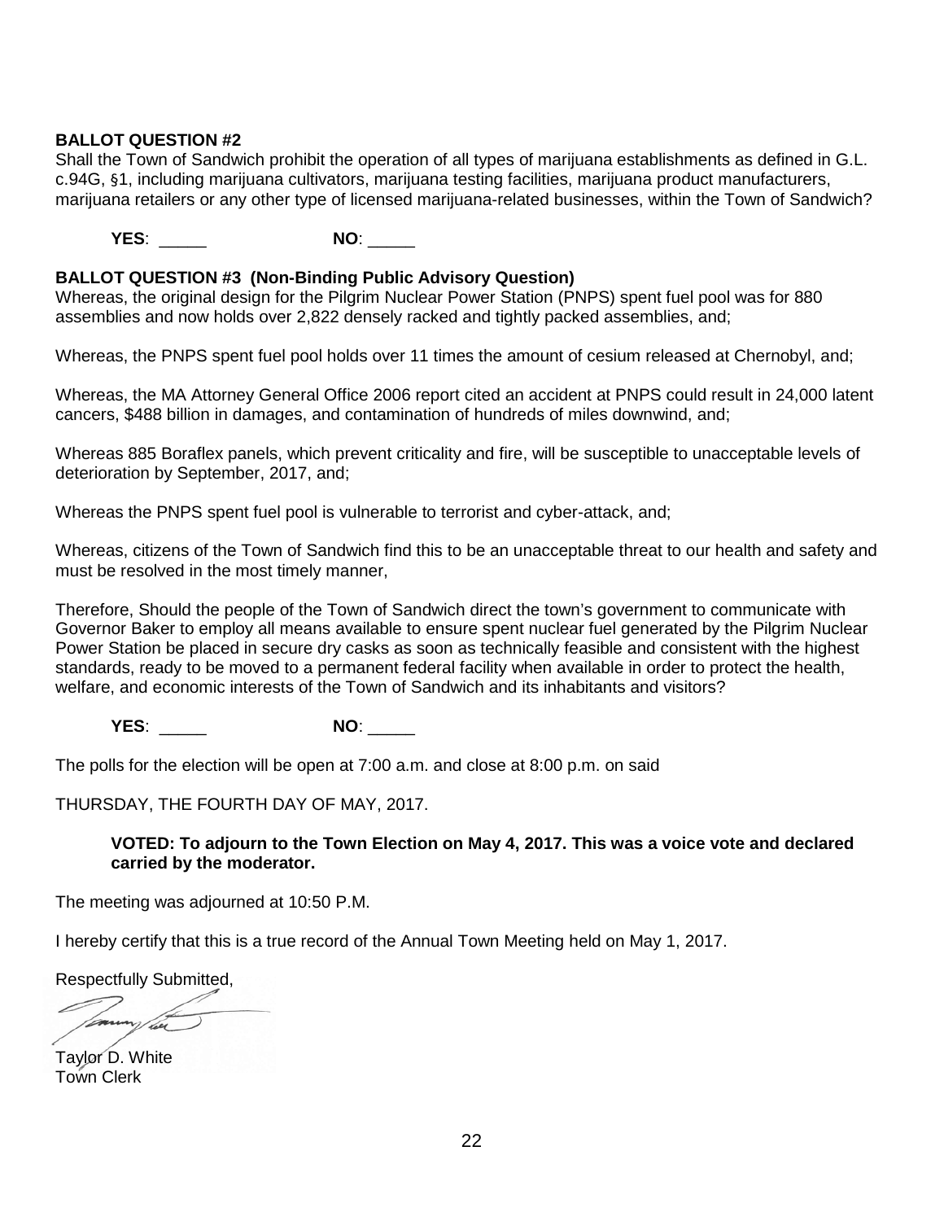**BALLOT QUESTION #2**

Shall the Town of Sandwich prohibit the operation of all types of marijuana establishments as defined in G.L. c.94G, §1, including marijuana cultivators, marijuana testing facilities, marijuana product manufacturers, marijuana retailers or any other type of licensed marijuana-related businesses, within the Town of Sandwich?

**YES**: _____ **NO**: _____

**BALLOT QUESTION #3 (Non-Binding Public Advisory Question)**

Whereas, the original design for the Pilgrim Nuclear Power Station (PNPS) spent fuel pool was for 880 assemblies and now holds over 2,822 densely racked and tightly packed assemblies, and;

Whereas, the PNPS spent fuel pool holds over 11 times the amount of cesium released at Chernobyl, and;

Whereas, the MA Attorney General Office 2006 report cited an accident at PNPS could result in 24,000 latent cancers, $488 billion in damages, and contamination of hundreds of miles downwind, and;

Whereas 885 Boraflex panels, which prevent criticality and fire, will be susceptible to unacceptable levels of deterioration by September, 2017, and;

Whereas the PNPS spent fuel pool is vulnerable to terrorist and cyber-attack, and;

Whereas, citizens of the Town of Sandwich find this to be an unacceptable threat to our health and safety and must be resolved in the most timely manner,

Therefore, Should the people of the Town of Sandwich direct the town's government to communicate with Governor Baker to employ all means available to ensure spent nuclear fuel generated by the Pilgrim Nuclear Power Station be placed in secure dry casks as soon as technically feasible and consistent with the highest standards, ready to be moved to a permanent federal facility when available in order to protect the health, welfare, and economic interests of the Town of Sandwich and its inhabitants and visitors?

**YES**: _____ **NO**: _____

The polls for the election will be open at 7:00 a.m. and close at 8:00 p.m. on said

THURSDAY, THE FOURTH DAY OF MAY, 2017.

**VOTED: To adjourn to the Town Election on May 4, 2017. This was a voice vote and declared carried by the moderator.**

The meeting was adjourned at 10:50 P.M.

I hereby certify that this is a true record of the Annual Town Meeting held on May 1, 2017.

Respectfully Submitted,

Taylor D. White
Town Clerk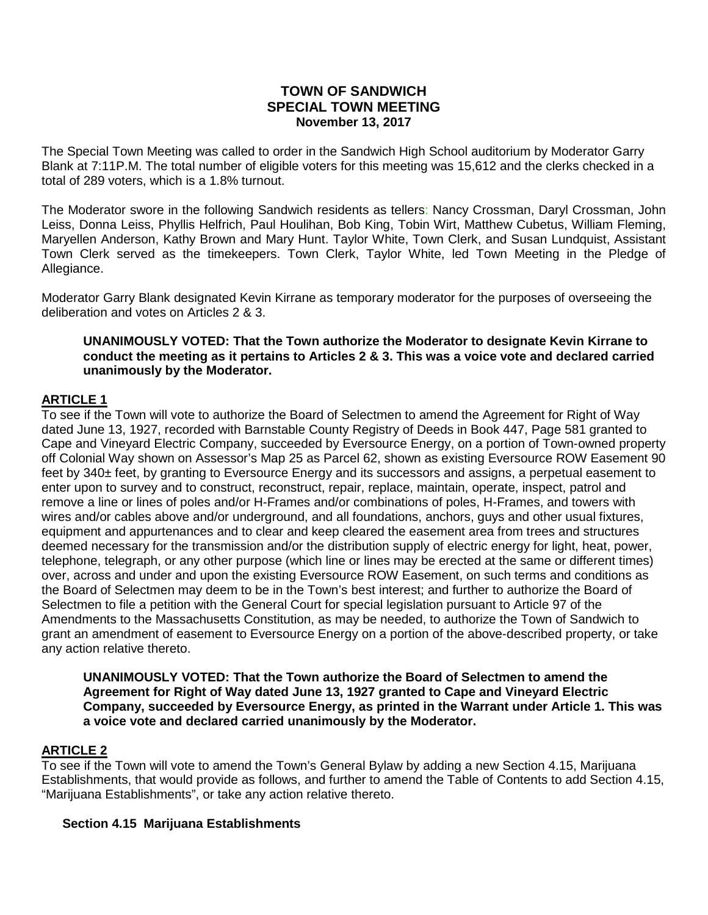# TOWN OF SANDWICH
## SPECIAL TOWN MEETING
### November 13, 2017

The Special Town Meeting was called to order in the Sandwich High School auditorium by Moderator Garry Blank at 7:11P.M. The total number of eligible voters for this meeting was 15,612 and the clerks checked in a total of 289 voters, which is a 1.8% turnout.

The Moderator swore in the following Sandwich residents as tellers: Nancy Crossman, Daryl Crossman, John Leiss, Donna Leiss, Phyllis Helfrich, Paul Houlihan, Bob King, Tobin Wirt, Matthew Cubetus, William Fleming, Maryellen Anderson, Kathy Brown and Mary Hunt. Taylor White, Town Clerk, and Susan Lundquist, Assistant Town Clerk served as the timekeepers. Town Clerk, Taylor White, led Town Meeting in the Pledge of Allegiance.

Moderator Garry Blank designated Kevin Kirrane as temporary moderator for the purposes of overseeing the deliberation and votes on Articles 2 & 3.

> **UNANIMOUSLY VOTED: That the Town authorize the Moderator to designate Kevin Kirrane to conduct the meeting as it pertains to Articles 2 & 3. This was a voice vote and declared carried unanimously by the Moderator.**

**ARTICLE 1**

To see if the Town will vote to authorize the Board of Selectmen to amend the Agreement for Right of Way dated June 13, 1927, recorded with Barnstable County Registry of Deeds in Book 447, Page 581 granted to Cape and Vineyard Electric Company, succeeded by Eversource Energy, on a portion of Town-owned property off Colonial Way shown on Assessor's Map 25 as Parcel 62, shown as existing Eversource ROW Easement 90 feet by 340± feet, by granting to Eversource Energy and its successors and assigns, a perpetual easement to enter upon to survey and to construct, reconstruct, repair, replace, maintain, operate, inspect, patrol and remove a line or lines of poles and/or H-Frames and/or combinations of poles, H-Frames, and towers with wires and/or cables above and/or underground, and all foundations, anchors, guys and other usual fixtures, equipment and appurtenances and to clear and keep cleared the easement area from trees and structures deemed necessary for the transmission and/or the distribution supply of electric energy for light, heat, power, telephone, telegraph, or any other purpose (which line or lines may be erected at the same or different times) over, across and under and upon the existing Eversource ROW Easement, on such terms and conditions as the Board of Selectmen may deem to be in the Town's best interest; and further to authorize the Board of Selectmen to file a petition with the General Court for special legislation pursuant to Article 97 of the Amendments to the Massachusetts Constitution, as may be needed, to authorize the Town of Sandwich to grant an amendment of easement to Eversource Energy on a portion of the above-described property, or take any action relative thereto.

> **UNANIMOUSLY VOTED: That the Town authorize the Board of Selectmen to amend the Agreement for Right of Way dated June 13, 1927 granted to Cape and Vineyard Electric Company, succeeded by Eversource Energy, as printed in the Warrant under Article 1. This was a voice vote and declared carried unanimously by the Moderator.**

**ARTICLE 2**

To see if the Town will vote to amend the Town's General Bylaw by adding a new Section 4.15, Marijuana Establishments, that would provide as follows, and further to amend the Table of Contents to add Section 4.15, "Marijuana Establishments", or take any action relative thereto.

**Section 4.15 Marijuana Establishments**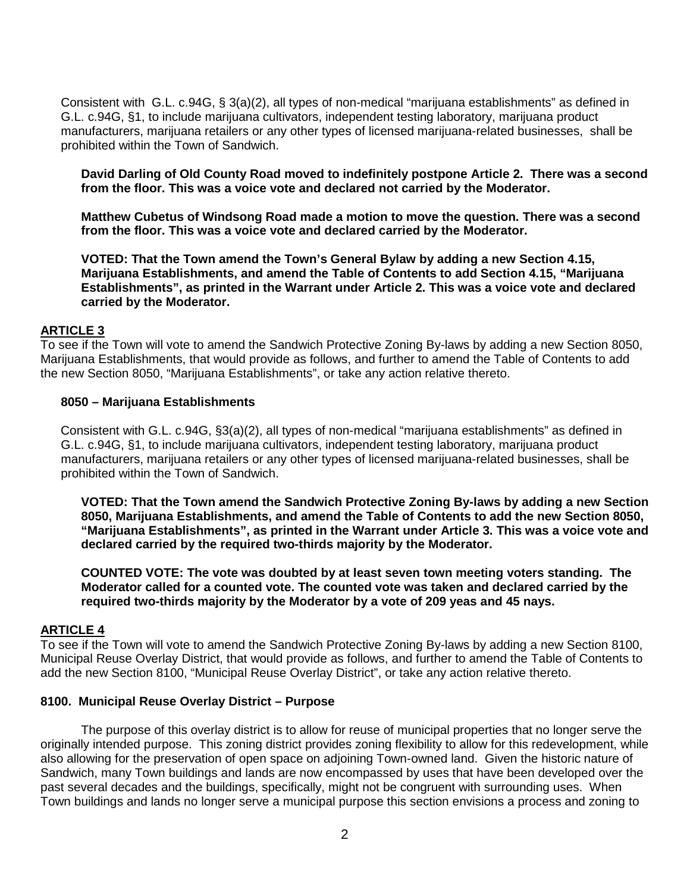Consistent with G.L. c.94G, § 3(a)(2), all types of non-medical "marijuana establishments" as defined in G.L. c.94G, §1, to include marijuana cultivators, independent testing laboratory, marijuana product manufacturers, marijuana retailers or any other types of licensed marijuana-related businesses, shall be prohibited within the Town of Sandwich.

**David Darling of Old County Road moved to indefinitely postpone Article 2. There was a second from the floor. This was a voice vote and declared not carried by the Moderator.**

**Matthew Cubetus of Windsong Road made a motion to move the question. There was a second from the floor. This was a voice vote and declared carried by the Moderator.**

**VOTED: That the Town amend the Town's General Bylaw by adding a new Section 4.15, Marijuana Establishments, and amend the Table of Contents to add Section 4.15, "Marijuana Establishments", as printed in the Warrant under Article 2. This was a voice vote and declared carried by the Moderator.**

## ARTICLE 3

To see if the Town will vote to amend the Sandwich Protective Zoning By-laws by adding a new Section 8050, Marijuana Establishments, that would provide as follows, and further to amend the Table of Contents to add the new Section 8050, "Marijuana Establishments", or take any action relative thereto.

### 8050 – Marijuana Establishments

Consistent with G.L. c.94G, §3(a)(2), all types of non-medical "marijuana establishments" as defined in G.L. c.94G, §1, to include marijuana cultivators, independent testing laboratory, marijuana product manufacturers, marijuana retailers or any other types of licensed marijuana-related businesses, shall be prohibited within the Town of Sandwich.

**VOTED: That the Town amend the Sandwich Protective Zoning By-laws by adding a new Section 8050, Marijuana Establishments, and amend the Table of Contents to add the new Section 8050, "Marijuana Establishments", as printed in the Warrant under Article 3. This was a voice vote and declared carried by the required two-thirds majority by the Moderator.**

**COUNTED VOTE: The vote was doubted by at least seven town meeting voters standing. The Moderator called for a counted vote. The counted vote was taken and declared carried by the required two-thirds majority by the Moderator by a vote of 209 yeas and 45 nays.**

## ARTICLE 4

To see if the Town will vote to amend the Sandwich Protective Zoning By-laws by adding a new Section 8100, Municipal Reuse Overlay District, that would provide as follows, and further to amend the Table of Contents to add the new Section 8100, "Municipal Reuse Overlay District", or take any action relative thereto.

### 8100. Municipal Reuse Overlay District – Purpose

The purpose of this overlay district is to allow for reuse of municipal properties that no longer serve the originally intended purpose. This zoning district provides zoning flexibility to allow for this redevelopment, while also allowing for the preservation of open space on adjoining Town-owned land. Given the historic nature of Sandwich, many Town buildings and lands are now encompassed by uses that have been developed over the past several decades and the buildings, specifically, might not be congruent with surrounding uses. When Town buildings and lands no longer serve a municipal purpose this section envisions a process and zoning to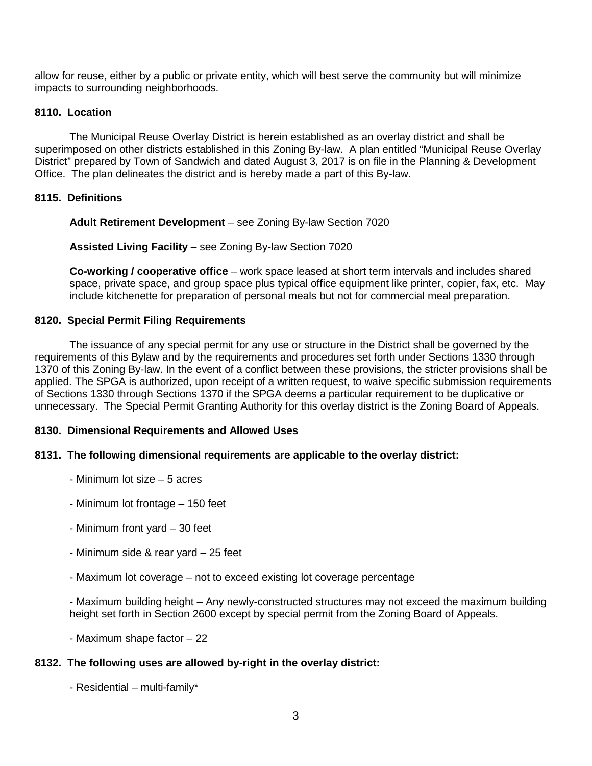allow for reuse, either by a public or private entity, which will best serve the community but will minimize impacts to surrounding neighborhoods.

**8110. Location**

The Municipal Reuse Overlay District is herein established as an overlay district and shall be superimposed on other districts established in this Zoning By-law. A plan entitled "Municipal Reuse Overlay District" prepared by Town of Sandwich and dated August 3, 2017 is on file in the Planning & Development Office. The plan delineates the district and is hereby made a part of this By-law.

**8115. Definitions**

**Adult Retirement Development** – see Zoning By-law Section 7020

**Assisted Living Facility** – see Zoning By-law Section 7020

**Co-working / cooperative office** – work space leased at short term intervals and includes shared space, private space, and group space plus typical office equipment like printer, copier, fax, etc. May include kitchenette for preparation of personal meals but not for commercial meal preparation.

**8120. Special Permit Filing Requirements**

The issuance of any special permit for any use or structure in the District shall be governed by the requirements of this Bylaw and by the requirements and procedures set forth under Sections 1330 through 1370 of this Zoning By-law. In the event of a conflict between these provisions, the stricter provisions shall be applied. The SPGA is authorized, upon receipt of a written request, to waive specific submission requirements of Sections 1330 through Sections 1370 if the SPGA deems a particular requirement to be duplicative or unnecessary. The Special Permit Granting Authority for this overlay district is the Zoning Board of Appeals.

**8130. Dimensional Requirements and Allowed Uses**

**8131. The following dimensional requirements are applicable to the overlay district:**

- Minimum lot size – 5 acres
- Minimum lot frontage – 150 feet
- Minimum front yard – 30 feet
- Minimum side & rear yard – 25 feet
- Maximum lot coverage – not to exceed existing lot coverage percentage
- Maximum building height – Any newly-constructed structures may not exceed the maximum building height set forth in Section 2600 except by special permit from the Zoning Board of Appeals.
- Maximum shape factor – 22

**8132. The following uses are allowed by-right in the overlay district:**

- Residential – multi-family*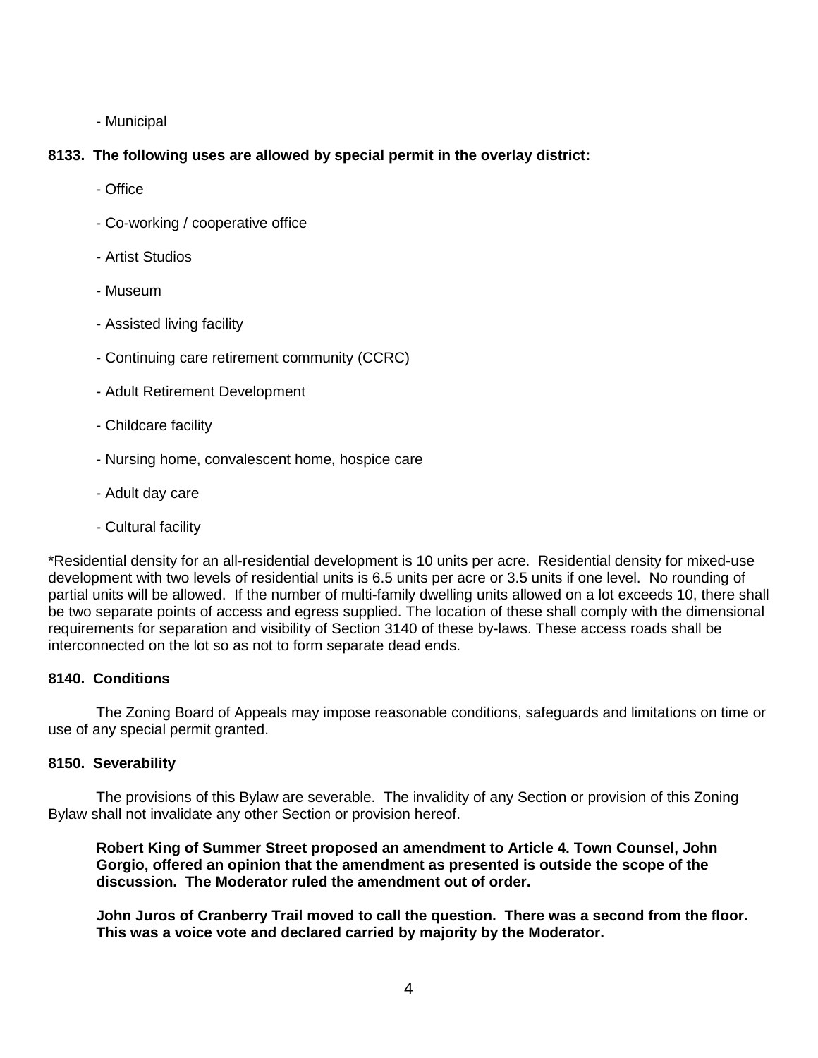- Municipal

**8133. The following uses are allowed by special permit in the overlay district:**

- Office
- Co-working / cooperative office
- Artist Studios
- Museum
- Assisted living facility
- Continuing care retirement community (CCRC)
- Adult Retirement Development
- Childcare facility
- Nursing home, convalescent home, hospice care
- Adult day care
- Cultural facility

*Residential density for an all-residential development is 10 units per acre. Residential density for mixed-use development with two levels of residential units is 6.5 units per acre or 3.5 units if one level. No rounding of partial units will be allowed. If the number of multi-family dwelling units allowed on a lot exceeds 10, there shall be two separate points of access and egress supplied. The location of these shall comply with the dimensional requirements for separation and visibility of Section 3140 of these by-laws. These access roads shall be interconnected on the lot so as not to form separate dead ends.

**8140. Conditions**

The Zoning Board of Appeals may impose reasonable conditions, safeguards and limitations on time or use of any special permit granted.

**8150. Severability**

The provisions of this Bylaw are severable. The invalidity of any Section or provision of this Zoning Bylaw shall not invalidate any other Section or provision hereof.

**Robert King of Summer Street proposed an amendment to Article 4. Town Counsel, John Gorgio, offered an opinion that the amendment as presented is outside the scope of the discussion. The Moderator ruled the amendment out of order.**

**John Juros of Cranberry Trail moved to call the question. There was a second from the floor. This was a voice vote and declared carried by majority by the Moderator.**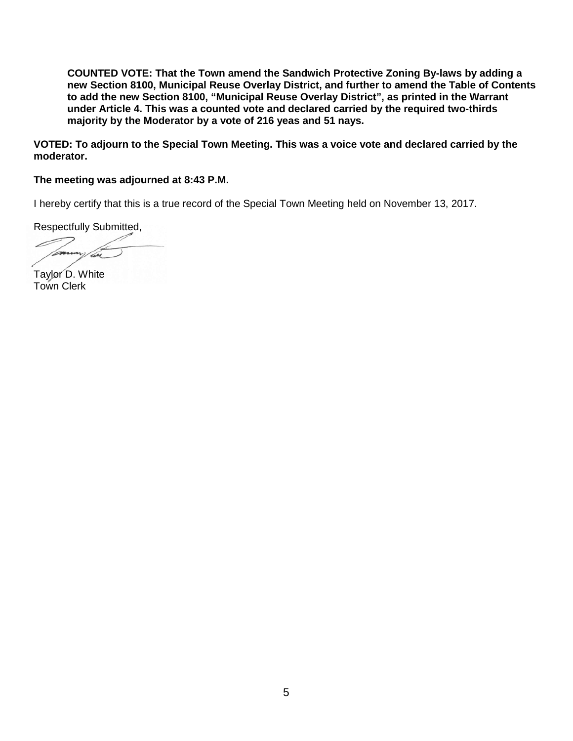**COUNTED VOTE: That the Town amend the Sandwich Protective Zoning By-laws by adding a new Section 8100, Municipal Reuse Overlay District, and further to amend the Table of Contents to add the new Section 8100, "Municipal Reuse Overlay District", as printed in the Warrant under Article 4. This was a counted vote and declared carried by the required two-thirds majority by the Moderator by a vote of 216 yeas and 51 nays.**

**VOTED: To adjourn to the Special Town Meeting. This was a voice vote and declared carried by the moderator.**

**The meeting was adjourned at 8:43 P.M.**

I hereby certify that this is a true record of the Special Town Meeting held on November 13, 2017.

Respectfully Submitted,

Taylor D. White
Town Clerk